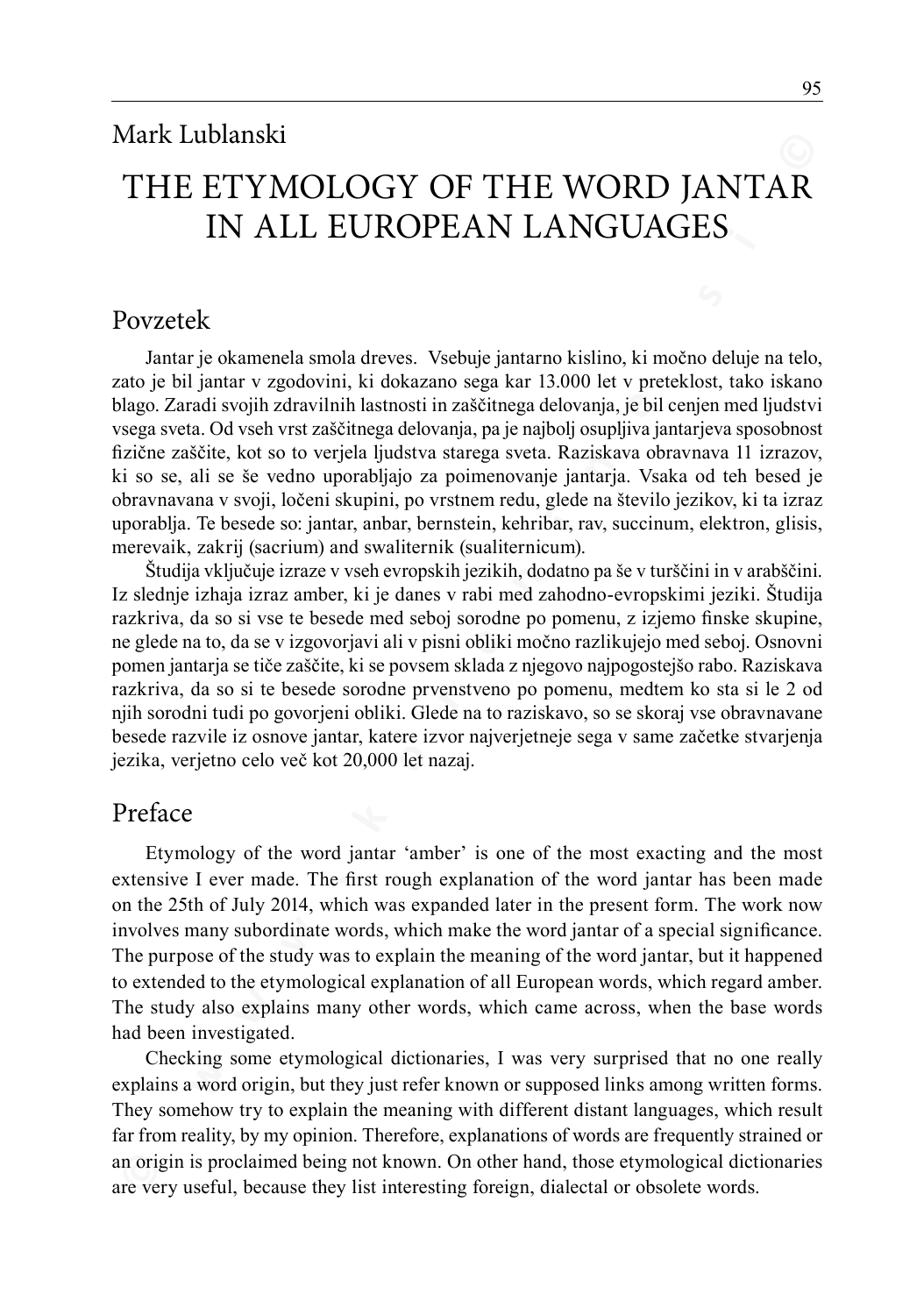Mark Lublanski

# THE ETYMOLOGY OF THE WORD JANTAR IN ALL EUROPEAN LANGUAGES

## Povzetek

Jantar je okamenela smola dreves. Vsebuje jantarno kislino, ki močno deluje na telo, zato je bil jantar v zgodovini, ki dokazano sega kar 13.000 let v preteklost, tako iskano blago. Zaradi svojih zdravilnih lastnosti in zaščitnega delovanja, je bil cenjen med ljudstvi vsega sveta. Od vseh vrst zaščitnega delovanja, pa je najbolj osupljiva jantarjeva sposobnost fizične zaščite, kot so to verjela ljudstva starega sveta. Raziskava obravnava 11 izrazov, ki so se, ali se še vedno uporabljajo za poimenovanje jantarja. Vsaka od teh besed je obravnavana v svoji, ločeni skupini, po vrstnem redu, glede na število jezikov, ki ta izraz uporablja. Te besede so: jantar, anbar, bernstein, kehribar, rav, succinum, elektron, glisis, merevaik, zakrij (sacrium) and swaliternik (sualiternicum).

Študija vključuje izraze v vseh evropskih jezikih, dodatno pa še v turščini in v arabščini. Iz slednje izhaja izraz amber, ki je danes v rabi med zahodno-evropskimi jeziki. Študija razkriva, da so si vse te besede med seboj sorodne po pomenu, z izjemo finske skupine, ne glede na to, da se v izgovorjavi ali v pisni obliki močno razlikujejo med seboj. Osnovni pomen jantarja se tiče zaščite, ki se povsem sklada z njegovo najpogostejšo rabo. Raziskava razkriva, da so si te besede sorodne prvenstveno po pomenu, medtem ko sta si le 2 od njih sorodni tudi po govorjeni obliki. Glede na to raziskavo, so se skoraj vse obravnavane besede razvile iz osnove jantar, katere izvor najverjetneje sega v same začetke stvarjenja jezika, verjetno celo več kot 20,000 let nazaj.

## Preface

Etymology of the word jantar 'amber' is one of the most exacting and the most extensive I ever made. The first rough explanation of the word jantar has been made on the 25th of July 2014, which was expanded later in the present form. The work now involves many subordinate words, which make the word jantar of a special significance. The purpose of the study was to explain the meaning of the word jantar, but it happened to extended to the etymological explanation of all European words, which regard amber. The study also explains many other words, which came across, when the base words had been investigated.

Checking some etymological dictionaries, I was very surprised that no one really explains a word origin, but they just refer known or supposed links among written forms. They somehow try to explain the meaning with different distant languages, which result far from reality, by my opinion. Therefore, explanations of words are frequently strained or an origin is proclaimed being not known. On other hand, those etymological dictionaries are very useful, because they list interesting foreign, dialectal or obsolete words.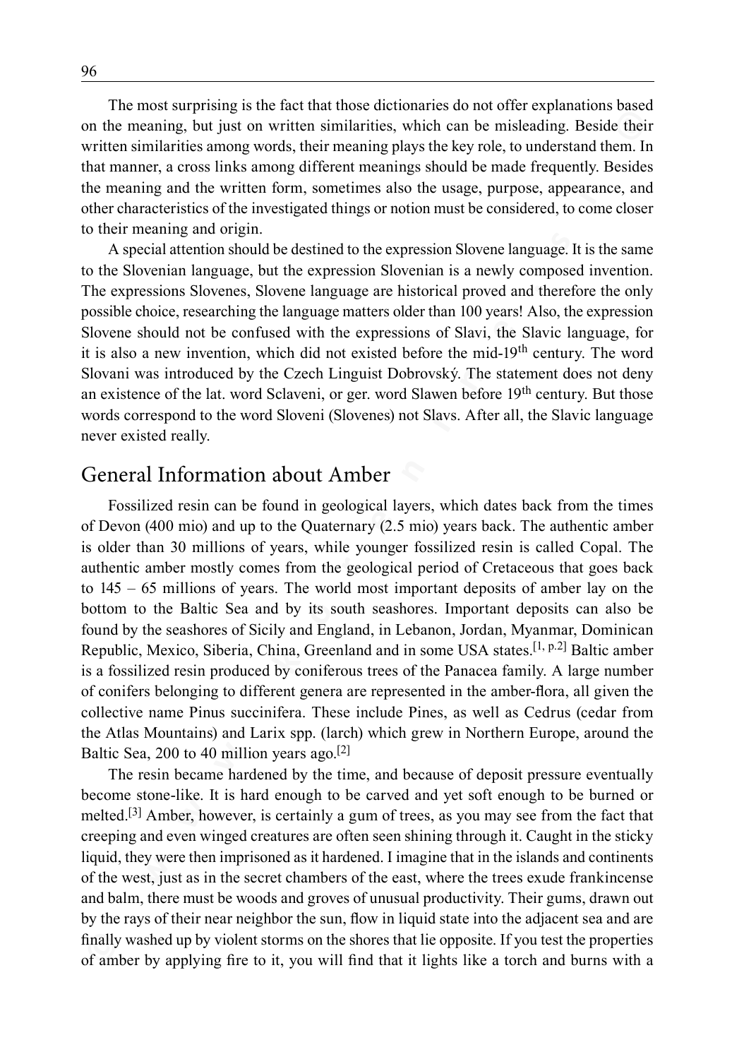The most surprising is the fact that those dictionaries do not offer explanations based on the meaning, but just on written similarities, which can be misleading. Beside their written similarities among words, their meaning plays the key role, to understand them. In that manner, a cross links among different meanings should be made frequently. Besides the meaning and the written form, sometimes also the usage, purpose, appearance, and other characteristics of the investigated things or notion must be considered, to come closer to their meaning and origin.

A special attention should be destined to the expression Slovene language. It is the same to the Slovenian language, but the expression Slovenian is a newly composed invention. The expressions Slovenes, Slovene language are historical proved and therefore the only possible choice, researching the language matters older than 100 years! Also, the expression Slovene should not be confused with the expressions of Slavi, the Slavic language, for it is also a new invention, which did not existed before the mid-19th century. The word Slovani was introduced by the Czech Linguist Dobrovský. The statement does not deny an existence of the lat. word Sclaveni, or ger. word Slawen before 19th century. But those words correspond to the word Sloveni (Slovenes) not Slavs. After all, the Slavic language never existed really.

## General Information about Amber

Fossilized resin can be found in geological layers, which dates back from the times of Devon (400 mio) and up to the Quaternary (2.5 mio) years back. The authentic amber is older than 30 millions of years, while younger fossilized resin is called Copal. The authentic amber mostly comes from the geological period of Cretaceous that goes back to 145 – 65 millions of years. The world most important deposits of amber lay on the bottom to the Baltic Sea and by its south seashores. Important deposits can also be found by the seashores of Sicily and England, in Lebanon, Jordan, Myanmar, Dominican Republic, Mexico, Siberia, China, Greenland and in some USA states.[1, p.2] Baltic amber is a fossilized resin produced by coniferous trees of the Panacea family. A large number of conifers belonging to different genera are represented in the amber-flora, all given the collective name Pinus succinifera. These include Pines, as well as Cedrus (cedar from the Atlas Mountains) and Larix spp. (larch) which grew in Northern Europe, around the Baltic Sea, 200 to 40 million years ago.[2]

The resin became hardened by the time, and because of deposit pressure eventually become stone-like. It is hard enough to be carved and yet soft enough to be burned or melted.[3] Amber, however, is certainly a gum of trees, as you may see from the fact that creeping and even winged creatures are often seen shining through it. Caught in the sticky liquid, they were then imprisoned as it hardened. I imagine that in the islands and continents of the west, just as in the secret chambers of the east, where the trees exude frankincense and balm, there must be woods and groves of unusual productivity. Their gums, drawn out by the rays of their near neighbor the sun, flow in liquid state into the adjacent sea and are finally washed up by violent storms on the shores that lie opposite. If you test the properties of amber by applying fire to it, you will find that it lights like a torch and burns with a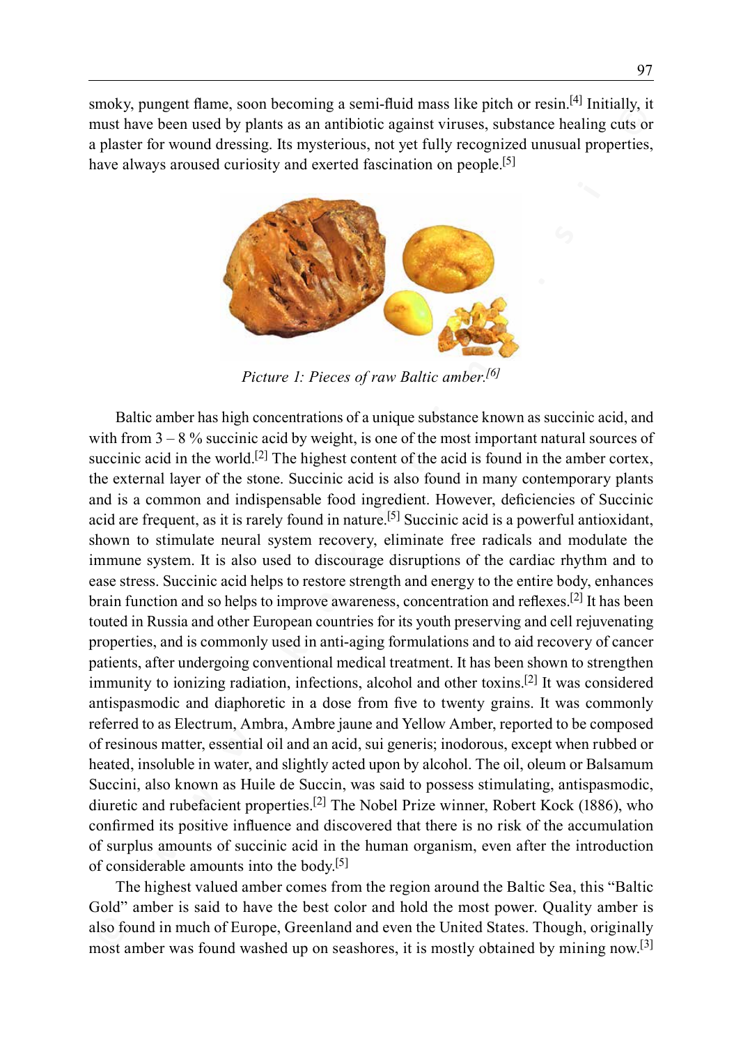smoky, pungent flame, soon becoming a semi-fluid mass like pitch or resin.[4] Initially, it must have been used by plants as an antibiotic against viruses, substance healing cuts or a plaster for wound dressing. Its mysterious, not yet fully recognized unusual properties, have always aroused curiosity and exerted fascination on people.[5]

*Picture 1: Pieces of raw Baltic amber.[6]*

Baltic amber has high concentrations of a unique substance known as succinic acid, and with from 3 – 8 % succinic acid by weight, is one of the most important natural sources of succinic acid in the world.[2] The highest content of the acid is found in the amber cortex, the external layer of the stone. Succinic acid is also found in many contemporary plants and is a common and indispensable food ingredient. However, deficiencies of Succinic acid are frequent, as it is rarely found in nature.[5] Succinic acid is a powerful antioxidant, shown to stimulate neural system recovery, eliminate free radicals and modulate the immune system. It is also used to discourage disruptions of the cardiac rhythm and to ease stress. Succinic acid helps to restore strength and energy to the entire body, enhances brain function and so helps to improve awareness, concentration and reflexes.[2] It has been touted in Russia and other European countries for its youth preserving and cell rejuvenating properties, and is commonly used in anti-aging formulations and to aid recovery of cancer patients, after undergoing conventional medical treatment. It has been shown to strengthen immunity to ionizing radiation, infections, alcohol and other toxins.[2] It was considered antispasmodic and diaphoretic in a dose from five to twenty grains. It was commonly referred to as Electrum, Ambra, Ambre jaune and Yellow Amber, reported to be composed of resinous matter, essential oil and an acid, sui generis; inodorous, except when rubbed or heated, insoluble in water, and slightly acted upon by alcohol. The oil, oleum or Balsamum Succini, also known as Huile de Succin, was said to possess stimulating, antispasmodic, diuretic and rubefacient properties.[2] The Nobel Prize winner, Robert Kock (1886), who confirmed its positive influence and discovered that there is no risk of the accumulation of surplus amounts of succinic acid in the human organism, even after the introduction of considerable amounts into the body.[5]

The highest valued amber comes from the region around the Baltic Sea, this "Baltic Gold" amber is said to have the best color and hold the most power. Quality amber is also found in much of Europe, Greenland and even the United States. Though, originally most amber was found washed up on seashores, it is mostly obtained by mining now.[3]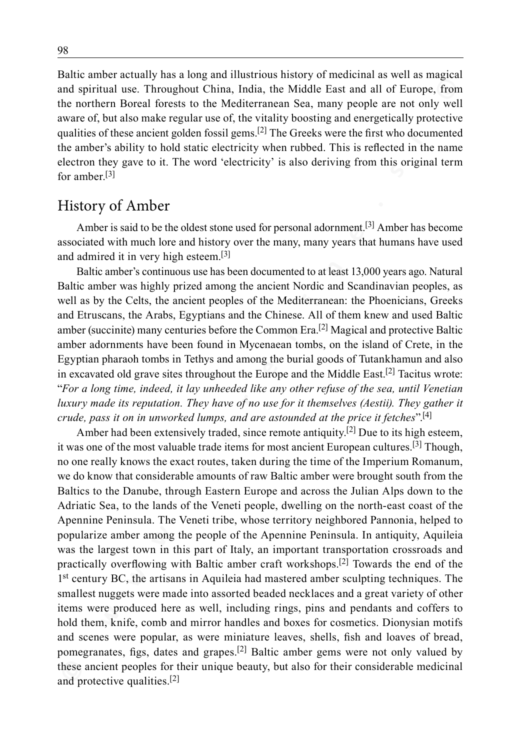Baltic amber actually has a long and illustrious history of medicinal as well as magical and spiritual use. Throughout China, India, the Middle East and all of Europe, from the northern Boreal forests to the Mediterranean Sea, many people are not only well aware of, but also make regular use of, the vitality boosting and energetically protective qualities of these ancient golden fossil gems.[2] The Greeks were the first who documented the amber's ability to hold static electricity when rubbed. This is reflected in the name electron they gave to it. The word 'electricity' is also deriving from this original term for amber.[3]

## History of Amber

Amber is said to be the oldest stone used for personal adornment.[3] Amber has become associated with much lore and history over the many, many years that humans have used and admired it in very high esteem.[3]

Baltic amber's continuous use has been documented to at least 13,000 years ago. Natural Baltic amber was highly prized among the ancient Nordic and Scandinavian peoples, as well as by the Celts, the ancient peoples of the Mediterranean: the Phoenicians, Greeks and Etruscans, the Arabs, Egyptians and the Chinese. All of them knew and used Baltic amber (succinite) many centuries before the Common Era.[2] Magical and protective Baltic amber adornments have been found in Mycenaean tombs, on the island of Crete, in the Egyptian pharaoh tombs in Tethys and among the burial goods of Tutankhamun and also in excavated old grave sites throughout the Europe and the Middle East.[2] Tacitus wrote: "*For a long time, indeed, it lay unheeded like any other refuse of the sea, until Venetian luxury made its reputation. They have of no use for it themselves (Aestii). They gather it crude, pass it on in unworked lumps, and are astounded at the price it fetches*".[4]

Amber had been extensively traded, since remote antiquity.[2] Due to its high esteem, it was one of the most valuable trade items for most ancient European cultures.[3] Though, no one really knows the exact routes, taken during the time of the Imperium Romanum, we do know that considerable amounts of raw Baltic amber were brought south from the Baltics to the Danube, through Eastern Europe and across the Julian Alps down to the Adriatic Sea, to the lands of the Veneti people, dwelling on the north-east coast of the Apennine Peninsula. The Veneti tribe, whose territory neighbored Pannonia, helped to popularize amber among the people of the Apennine Peninsula. In antiquity, Aquileia was the largest town in this part of Italy, an important transportation crossroads and practically overflowing with Baltic amber craft workshops.[2] Towards the end of the 1st century BC, the artisans in Aquileia had mastered amber sculpting techniques. The smallest nuggets were made into assorted beaded necklaces and a great variety of other items were produced here as well, including rings, pins and pendants and coffers to hold them, knife, comb and mirror handles and boxes for cosmetics. Dionysian motifs and scenes were popular, as were miniature leaves, shells, fish and loaves of bread, pomegranates, figs, dates and grapes.[2] Baltic amber gems were not only valued by these ancient peoples for their unique beauty, but also for their considerable medicinal and protective qualities.[2]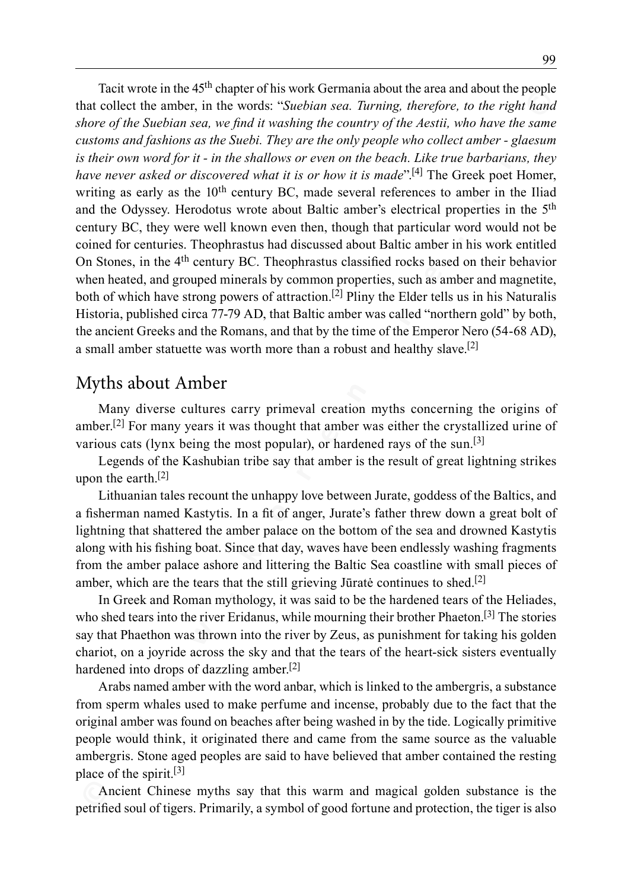Tacit wrote in the 45th chapter of his work Germania about the area and about the people that collect the amber, in the words: "*Suebian sea. Turning, therefore, to the right hand shore of the Suebian sea, we find it washing the country of the Aestii, who have the same customs and fashions as the Suebi. They are the only people who collect amber - glaesum is their own word for it - in the shallows or even on the beach. Like true barbarians, they have never asked or discovered what it is or how it is made*".[4] The Greek poet Homer, writing as early as the 10th century BC, made several references to amber in the Iliad and the Odyssey. Herodotus wrote about Baltic amber's electrical properties in the 5th century BC, they were well known even then, though that particular word would not be coined for centuries. Theophrastus had discussed about Baltic amber in his work entitled On Stones, in the 4th century BC. Theophrastus classified rocks based on their behavior when heated, and grouped minerals by common properties, such as amber and magnetite, both of which have strong powers of attraction.[2] Pliny the Elder tells us in his Naturalis Historia, published circa 77-79 AD, that Baltic amber was called "northern gold" by both, the ancient Greeks and the Romans, and that by the time of the Emperor Nero (54-68 AD), a small amber statuette was worth more than a robust and healthy slave.[2]

## Myths about Amber

Many diverse cultures carry primeval creation myths concerning the origins of amber.[2] For many years it was thought that amber was either the crystallized urine of various cats (lynx being the most popular), or hardened rays of the sun.[3]

Legends of the Kashubian tribe say that amber is the result of great lightning strikes upon the earth.[2]

Lithuanian tales recount the unhappy love between Jurate, goddess of the Baltics, and a fisherman named Kastytis. In a fit of anger, Jurate's father threw down a great bolt of lightning that shattered the amber palace on the bottom of the sea and drowned Kastytis along with his fishing boat. Since that day, waves have been endlessly washing fragments from the amber palace ashore and littering the Baltic Sea coastline with small pieces of amber, which are the tears that the still grieving Jūratė continues to shed.[2]

In Greek and Roman mythology, it was said to be the hardened tears of the Heliades, who shed tears into the river Eridanus, while mourning their brother Phaeton.[3] The stories say that Phaethon was thrown into the river by Zeus, as punishment for taking his golden chariot, on a joyride across the sky and that the tears of the heart-sick sisters eventually hardened into drops of dazzling amber.[2]

Arabs named amber with the word anbar, which is linked to the ambergris, a substance from sperm whales used to make perfume and incense, probably due to the fact that the original amber was found on beaches after being washed in by the tide. Logically primitive people would think, it originated there and came from the same source as the valuable ambergris. Stone aged peoples are said to have believed that amber contained the resting place of the spirit.[3]

Ancient Chinese myths say that this warm and magical golden substance is the petrified soul of tigers. Primarily, a symbol of good fortune and protection, the tiger is also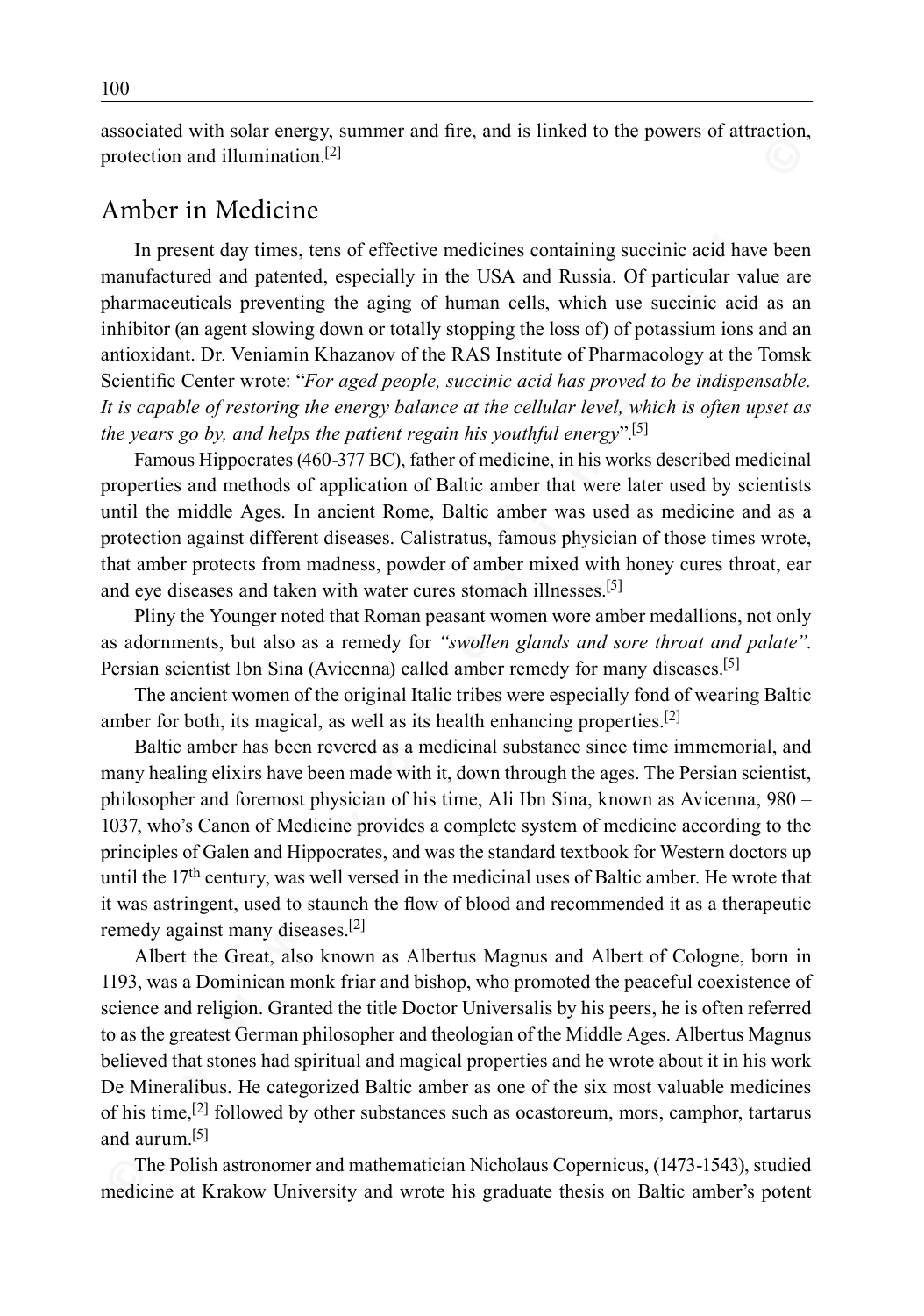associated with solar energy, summer and fire, and is linked to the powers of attraction, protection and illumination.[2]

## Amber in Medicine

In present day times, tens of effective medicines containing succinic acid have been manufactured and patented, especially in the USA and Russia. Of particular value are pharmaceuticals preventing the aging of human cells, which use succinic acid as an inhibitor (an agent slowing down or totally stopping the loss of) of potassium ions and an antioxidant. Dr. Veniamin Khazanov of the RAS Institute of Pharmacology at the Tomsk Scientific Center wrote: "*For aged people, succinic acid has proved to be indispensable. It is capable of restoring the energy balance at the cellular level, which is often upset as the years go by, and helps the patient regain his youthful energy*".[5]

Famous Hippocrates (460-377 BC), father of medicine, in his works described medicinal properties and methods of application of Baltic amber that were later used by scientists until the middle Ages. In ancient Rome, Baltic amber was used as medicine and as a protection against different diseases. Calistratus, famous physician of those times wrote, that amber protects from madness, powder of amber mixed with honey cures throat, ear and eye diseases and taken with water cures stomach illnesses.[5]

Pliny the Younger noted that Roman peasant women wore amber medallions, not only as adornments, but also as a remedy for *"swollen glands and sore throat and palate"*. Persian scientist Ibn Sina (Avicenna) called amber remedy for many diseases.[5]

The ancient women of the original Italic tribes were especially fond of wearing Baltic amber for both, its magical, as well as its health enhancing properties.[2]

Baltic amber has been revered as a medicinal substance since time immemorial, and many healing elixirs have been made with it, down through the ages. The Persian scientist, philosopher and foremost physician of his time, Ali Ibn Sina, known as Avicenna, 980 – 1037, who's Canon of Medicine provides a complete system of medicine according to the principles of Galen and Hippocrates, and was the standard textbook for Western doctors up until the 17th century, was well versed in the medicinal uses of Baltic amber. He wrote that it was astringent, used to staunch the flow of blood and recommended it as a therapeutic remedy against many diseases.[2]

Albert the Great, also known as Albertus Magnus and Albert of Cologne, born in 1193, was a Dominican monk friar and bishop, who promoted the peaceful coexistence of science and religion. Granted the title Doctor Universalis by his peers, he is often referred to as the greatest German philosopher and theologian of the Middle Ages. Albertus Magnus believed that stones had spiritual and magical properties and he wrote about it in his work De Mineralibus. He categorized Baltic amber as one of the six most valuable medicines of his time,[2] followed by other substances such as ocastoreum, mors, camphor, tartarus and aurum.[5]

The Polish astronomer and mathematician Nicholaus Copernicus, (1473-1543), studied medicine at Krakow University and wrote his graduate thesis on Baltic amber's potent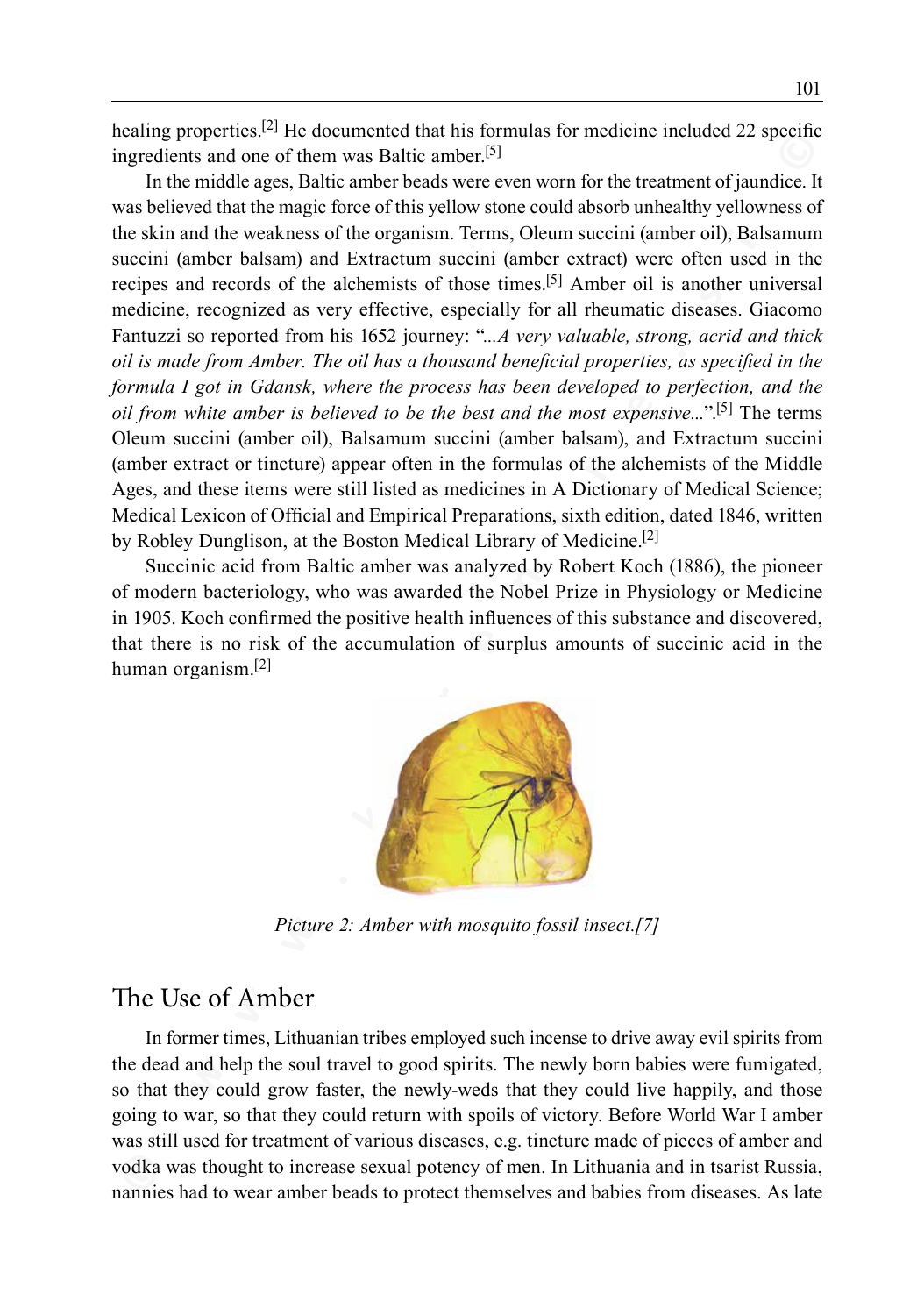healing properties.[2] He documented that his formulas for medicine included 22 specific ingredients and one of them was Baltic amber.[5]

In the middle ages, Baltic amber beads were even worn for the treatment of jaundice. It was believed that the magic force of this yellow stone could absorb unhealthy yellowness of the skin and the weakness of the organism. Terms, Oleum succini (amber oil), Balsamum succini (amber balsam) and Extractum succini (amber extract) were often used in the recipes and records of the alchemists of those times.[5] Amber oil is another universal medicine, recognized as very effective, especially for all rheumatic diseases. Giacomo Fantuzzi so reported from his 1652 journey: "*...A very valuable, strong, acrid and thick oil is made from Amber. The oil has a thousand beneficial properties, as specified in the formula I got in Gdansk, where the process has been developed to perfection, and the oil from white amber is believed to be the best and the most expensive...*".[5] The terms Oleum succini (amber oil), Balsamum succini (amber balsam), and Extractum succini (amber extract or tincture) appear often in the formulas of the alchemists of the Middle Ages, and these items were still listed as medicines in A Dictionary of Medical Science; Medical Lexicon of Official and Empirical Preparations, sixth edition, dated 1846, written by Robley Dunglison, at the Boston Medical Library of Medicine.[2]

Succinic acid from Baltic amber was analyzed by Robert Koch (1886), the pioneer of modern bacteriology, who was awarded the Nobel Prize in Physiology or Medicine in 1905. Koch confirmed the positive health influences of this substance and discovered, that there is no risk of the accumulation of surplus amounts of succinic acid in the human organism.[2]

*Picture 2: Amber with mosquito fossil insect.[7]*

## The Use of Amber

In former times, Lithuanian tribes employed such incense to drive away evil spirits from the dead and help the soul travel to good spirits. The newly born babies were fumigated, so that they could grow faster, the newly-weds that they could live happily, and those going to war, so that they could return with spoils of victory. Before World War I amber was still used for treatment of various diseases, e.g. tincture made of pieces of amber and vodka was thought to increase sexual potency of men. In Lithuania and in tsarist Russia, nannies had to wear amber beads to protect themselves and babies from diseases. As late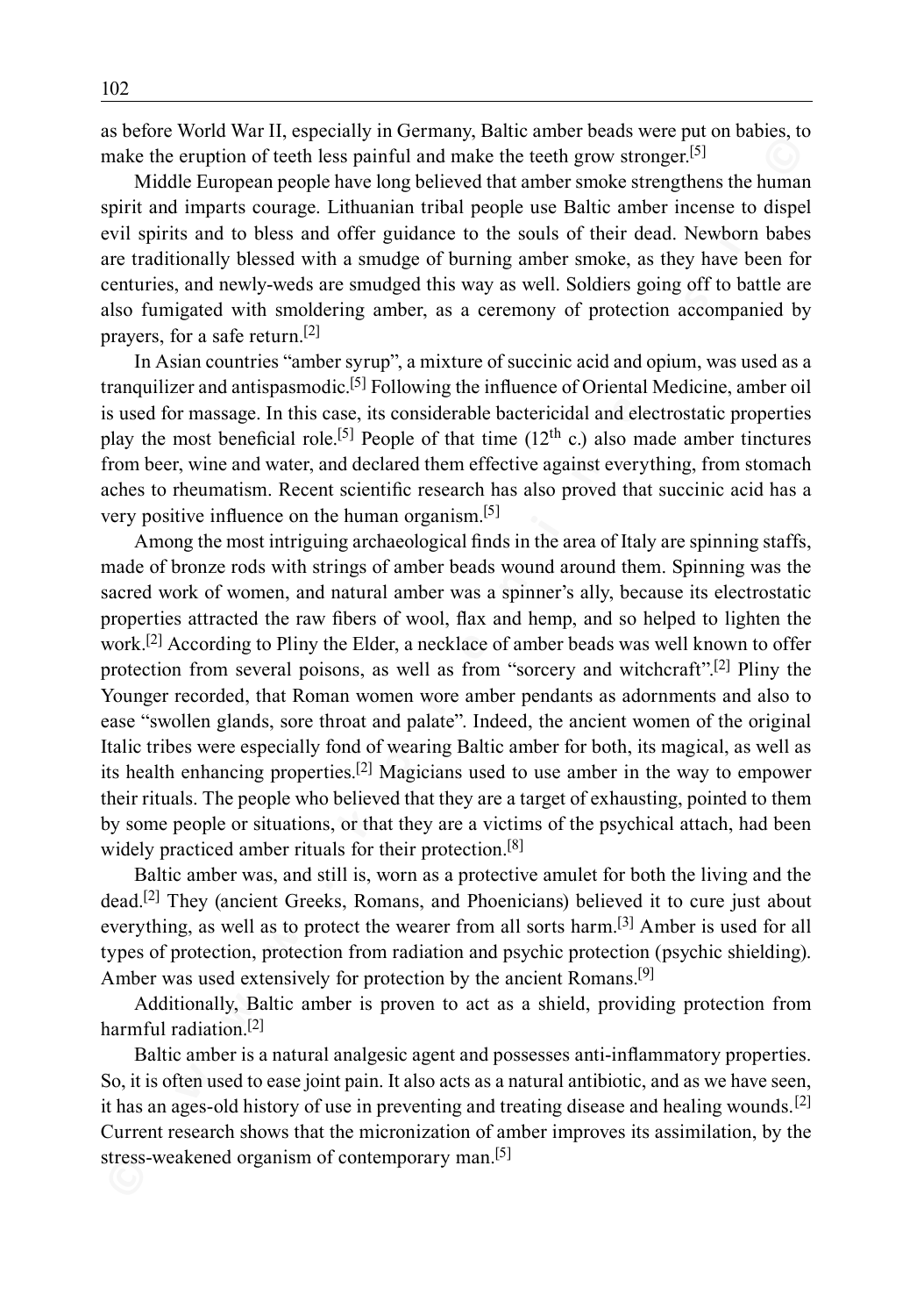as before World War II, especially in Germany, Baltic amber beads were put on babies, to make the eruption of teeth less painful and make the teeth grow stronger.[5]

Middle European people have long believed that amber smoke strengthens the human spirit and imparts courage. Lithuanian tribal people use Baltic amber incense to dispel evil spirits and to bless and offer guidance to the souls of their dead. Newborn babes are traditionally blessed with a smudge of burning amber smoke, as they have been for centuries, and newly-weds are smudged this way as well. Soldiers going off to battle are also fumigated with smoldering amber, as a ceremony of protection accompanied by prayers, for a safe return.[2]

In Asian countries "amber syrup", a mixture of succinic acid and opium, was used as a tranquilizer and antispasmodic.[5] Following the influence of Oriental Medicine, amber oil is used for massage. In this case, its considerable bactericidal and electrostatic properties play the most beneficial role.[5] People of that time (12$^{th}$ c.) also made amber tinctures from beer, wine and water, and declared them effective against everything, from stomach aches to rheumatism. Recent scientific research has also proved that succinic acid has a very positive influence on the human organism.[5]

Among the most intriguing archaeological finds in the area of Italy are spinning staffs, made of bronze rods with strings of amber beads wound around them. Spinning was the sacred work of women, and natural amber was a spinner's ally, because its electrostatic properties attracted the raw fibers of wool, flax and hemp, and so helped to lighten the work.[2] According to Pliny the Elder, a necklace of amber beads was well known to offer protection from several poisons, as well as from "sorcery and witchcraft".[2] Pliny the Younger recorded, that Roman women wore amber pendants as adornments and also to ease "swollen glands, sore throat and palate". Indeed, the ancient women of the original Italic tribes were especially fond of wearing Baltic amber for both, its magical, as well as its health enhancing properties.[2] Magicians used to use amber in the way to empower their rituals. The people who believed that they are a target of exhausting, pointed to them by some people or situations, or that they are a victims of the psychical attach, had been widely practiced amber rituals for their protection.[8]

Baltic amber was, and still is, worn as a protective amulet for both the living and the dead.[2] They (ancient Greeks, Romans, and Phoenicians) believed it to cure just about everything, as well as to protect the wearer from all sorts harm.[3] Amber is used for all types of protection, protection from radiation and psychic protection (psychic shielding). Amber was used extensively for protection by the ancient Romans.[9]

Additionally, Baltic amber is proven to act as a shield, providing protection from harmful radiation.[2]

Baltic amber is a natural analgesic agent and possesses anti-inflammatory properties. So, it is often used to ease joint pain. It also acts as a natural antibiotic, and as we have seen, it has an ages-old history of use in preventing and treating disease and healing wounds.[2] Current research shows that the micronization of amber improves its assimilation, by the stress-weakened organism of contemporary man.[5]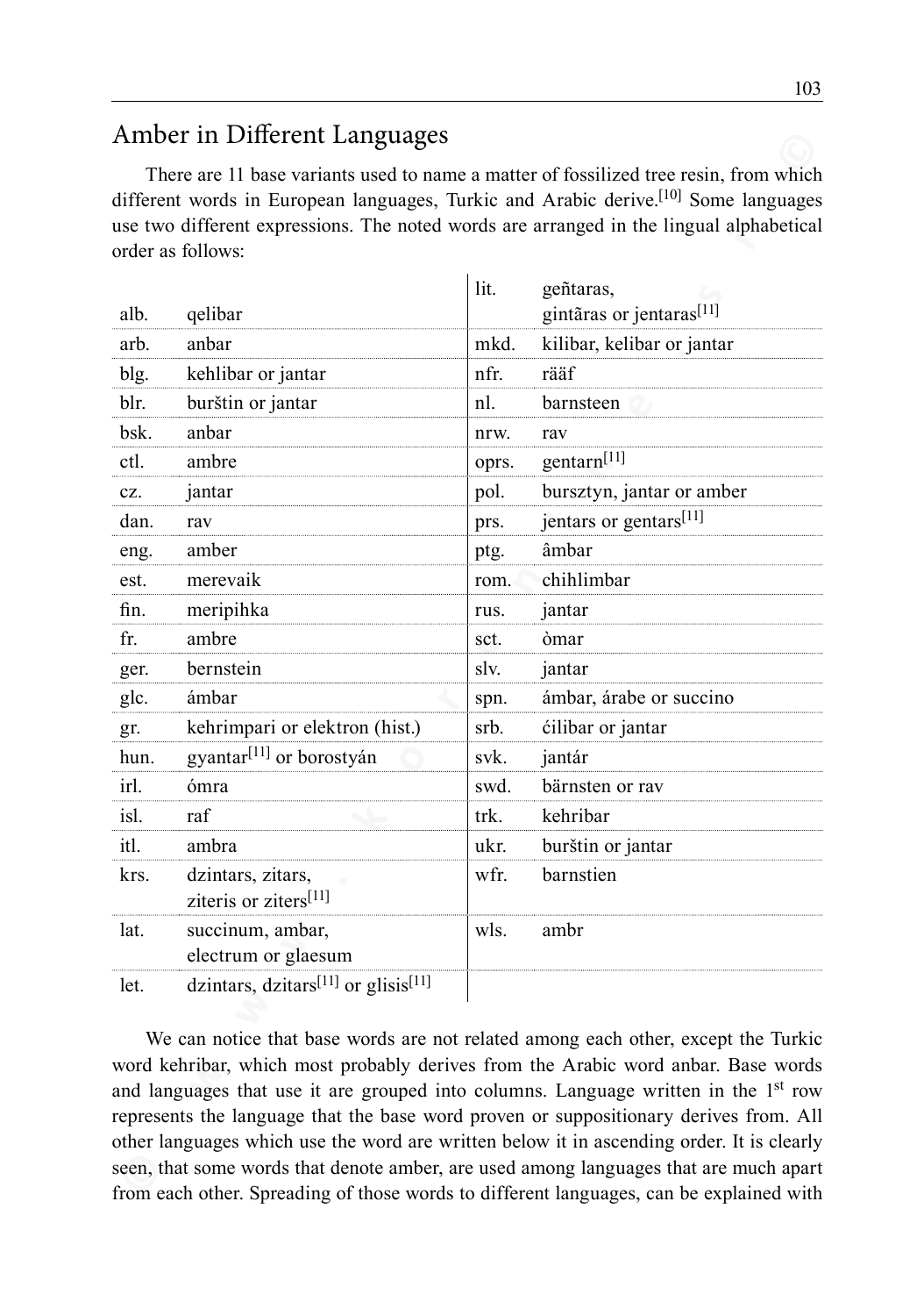## Amber in Different Languages

There are 11 base variants used to name a matter of fossilized tree resin, from which different words in European languages, Turkic and Arabic derive.[10] Some languages use two different expressions. The noted words are arranged in the lingual alphabetical order as follows:

| | | | |
|---|---|---|---|
| alb. | qelibar | lit. | geñtaras, gintãras or jentaras[11] |
| arb. | anbar | mkd. | kilibar, kelibar or jantar |
| blg. | kehlibar or jantar | nfr. | rääf |
| blr. | burštin or jantar | nl. | barnsteen |
| bsk. | anbar | nrw. | rav |
| ctl. | ambre | oprs. | gentarn[11] |
| cz. | jantar | pol. | bursztyn, jantar or amber |
| dan. | rav | prs. | jentars or gentars[11] |
| eng. | amber | ptg. | âmbar |
| est. | merevaik | rom. | chihlimbar |
| fin. | meripihka | rus. | jantar |
| fr. | ambre | sct. | òmar |
| ger. | bernstein | slv. | jantar |
| glc. | ámbar | spn. | ámbar, árabe or succino |
| gr. | kehrimpari or elektron (hist.) | srb. | ćilibar or jantar |
| hun. | gyantar[11] or borostyán | svk. | jantár |
| irl. | ómra | swd. | bärnsten or rav |
| isl. | raf | trk. | kehribar |
| itl. | ambra | ukr. | burštin or jantar |
| krs. | dzintars, zitars, ziteris or ziters[11] | wfr. | barnstien |
| lat. | succinum, ambar, electrum or glaesum | wls. | ambr |
| let. | dzintars, dzitars[11] or glisis[11] | | |

We can notice that base words are not related among each other, except the Turkic word kehribar, which most probably derives from the Arabic word anbar. Base words and languages that use it are grouped into columns. Language written in the 1st row represents the language that the base word proven or suppositionary derives from. All other languages which use the word are written below it in ascending order. It is clearly seen, that some words that denote amber, are used among languages that are much apart from each other. Spreading of those words to different languages, can be explained with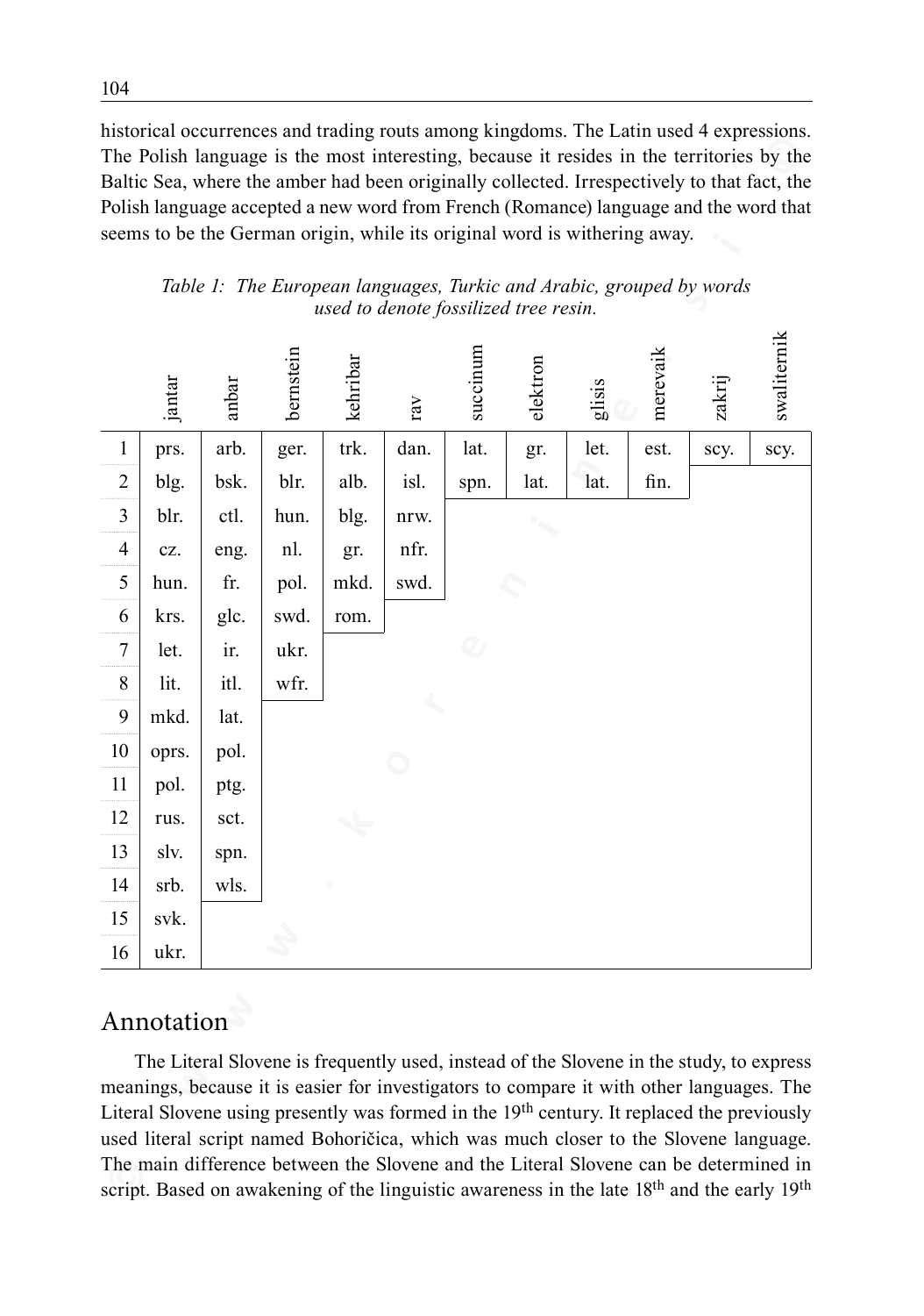historical occurrences and trading routs among kingdoms. The Latin used 4 expressions. The Polish language is the most interesting, because it resides in the territories by the Baltic Sea, where the amber had been originally collected. Irrespectively to that fact, the Polish language accepted a new word from French (Romance) language and the word that seems to be the German origin, while its original word is withering away.

*Table 1: The European languages, Turkic and Arabic, grouped by words used to denote fossilized tree resin.*

| | jantar | anbar | bernstein | kehribar | rav | succinum | elektron | glisis | merevaik | zakrij | swaliternik |
|---|---|---|---|---|---|---|---|---|---|---|---|
| 1 | prs. | arb. | ger. | trk. | dan. | lat. | gr. | let. | est. | scy. | scy. |
| 2 | blg. | bsk. | blr. | alb. | isl. | spn. | lat. | lat. | fin. | | |
| 3 | blr. | ctl. | hun. | blg. | nrw. | | | | | | |
| 4 | cz. | eng. | nl. | gr. | nfr. | | | | | | |
| 5 | hun. | fr. | pol. | mkd. | swd. | | | | | | |
| 6 | krs. | glc. | swd. | rom. | | | | | | | |
| 7 | let. | ir. | ukr. | | | | | | | | |
| 8 | lit. | itl. | wfr. | | | | | | | | |
| 9 | mkd. | lat. | | | | | | | | | |
| 10 | oprs. | pol. | | | | | | | | | |
| 11 | pol. | ptg. | | | | | | | | | |
| 12 | rus. | sct. | | | | | | | | | |
| 13 | slv. | spn. | | | | | | | | | |
| 14 | srb. | wls. | | | | | | | | | |
| 15 | svk. | | | | | | | | | | |
| 16 | ukr. | | | | | | | | | | |

## Annotation

The Literal Slovene is frequently used, instead of the Slovene in the study, to express meanings, because it is easier for investigators to compare it with other languages. The Literal Slovene using presently was formed in the 19th century. It replaced the previously used literal script named Bohoričica, which was much closer to the Slovene language. The main difference between the Slovene and the Literal Slovene can be determined in script. Based on awakening of the linguistic awareness in the late 18th and the early 19th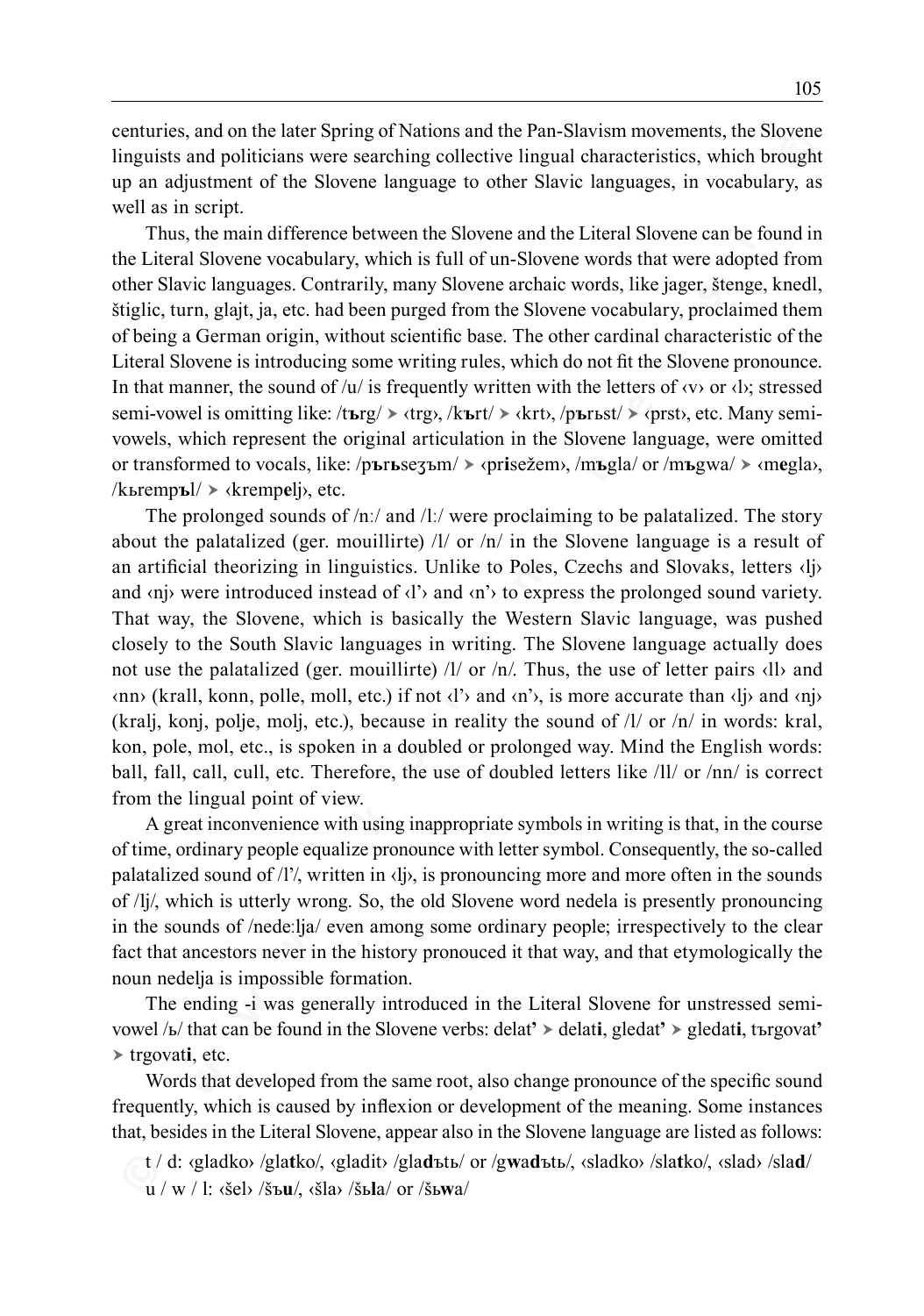centuries, and on the later Spring of Nations and the Pan-Slavism movements, the Slovene linguists and politicians were searching collective lingual characteristics, which brought up an adjustment of the Slovene language to other Slavic languages, in vocabulary, as well as in script.

Thus, the main difference between the Slovene and the Literal Slovene can be found in the Literal Slovene vocabulary, which is full of un-Slovene words that were adopted from other Slavic languages. Contrarily, many Slovene archaic words, like jager, štenge, knedl, štiglic, turn, glajt, ja, etc. had been purged from the Slovene vocabulary, proclaimed them of being a German origin, without scientific base. The other cardinal characteristic of the Literal Slovene is introducing some writing rules, which do not fit the Slovene pronounce. In that manner, the sound of /u/ is frequently written with the letters of ‹v› or ‹l›; stressed semi-vowel is omitting like: /t**ъ**rg/ ➤ ‹trg›, /k**ъ**rt/ ➤ ‹krt›, /p**ъ**rьst/ ➤ ‹prst›, etc. Many semi-vowels, which represent the original articulation in the Slovene language, were omitted or transformed to vocals, like: /p**ъ**r**ь**seʒъm/ ➤ ‹pr**i**sežem›, /m**ъ**gla/ or /m**ъ**gwa/ ➤ ‹m**e**gla›, /kьremp**ъ**l/ ➤ ‹kremp**e**lj›, etc.

The prolonged sounds of /nː/ and /lː/ were proclaiming to be palatalized. The story about the palatalized (ger. mouillirte) /l/ or /n/ in the Slovene language is a result of an artificial theorizing in linguistics. Unlike to Poles, Czechs and Slovaks, letters ‹lj› and ‹nj› were introduced instead of ‹l'› and ‹n'› to express the prolonged sound variety. That way, the Slovene, which is basically the Western Slavic language, was pushed closely to the South Slavic languages in writing. The Slovene language actually does not use the palatalized (ger. mouillirte) /l/ or /n/. Thus, the use of letter pairs ‹ll› and ‹nn› (krall, konn, polle, moll, etc.) if not ‹l'› and ‹n'›, is more accurate than ‹lj› and ‹nj› (kralj, konj, polje, molj, etc.), because in reality the sound of /l/ or /n/ in words: kral, kon, pole, mol, etc., is spoken in a doubled or prolonged way. Mind the English words: ball, fall, call, cull, etc. Therefore, the use of doubled letters like /ll/ or /nn/ is correct from the lingual point of view.

A great inconvenience with using inappropriate symbols in writing is that, in the course of time, ordinary people equalize pronounce with letter symbol. Consequently, the so-called palatalized sound of /l'/, written in ‹lj›, is pronouncing more and more often in the sounds of /lj/, which is utterly wrong. So, the old Slovene word nedela is presently pronouncing in the sounds of /nedeːlja/ even among some ordinary people; irrespectively to the clear fact that ancestors never in the history pronouced it that way, and that etymologically the noun nedelja is impossible formation.

The ending -i was generally introduced in the Literal Slovene for unstressed semi-vowel /ь/ that can be found in the Slovene verbs: delat**'** ➤ delat**i**, gledat**'** ➤ gledat**i**, tъrgovat**'** ➤ trgovat**i**, etc.

Words that developed from the same root, also change pronounce of the specific sound frequently, which is caused by inflexion or development of the meaning. Some instances that, besides in the Literal Slovene, appear also in the Slovene language are listed as follows:

t / d: ‹gladko› /gla**t**ko/, ‹gladit› /gla**d**ъtь/ or /g**w**a**d**ъtь/, ‹sladko› /sla**t**ko/, ‹slad› /sla**d**/
u / w / l: ‹šel› /šъ**u**/, ‹šla› /šь**l**a/ or /šь**w**a/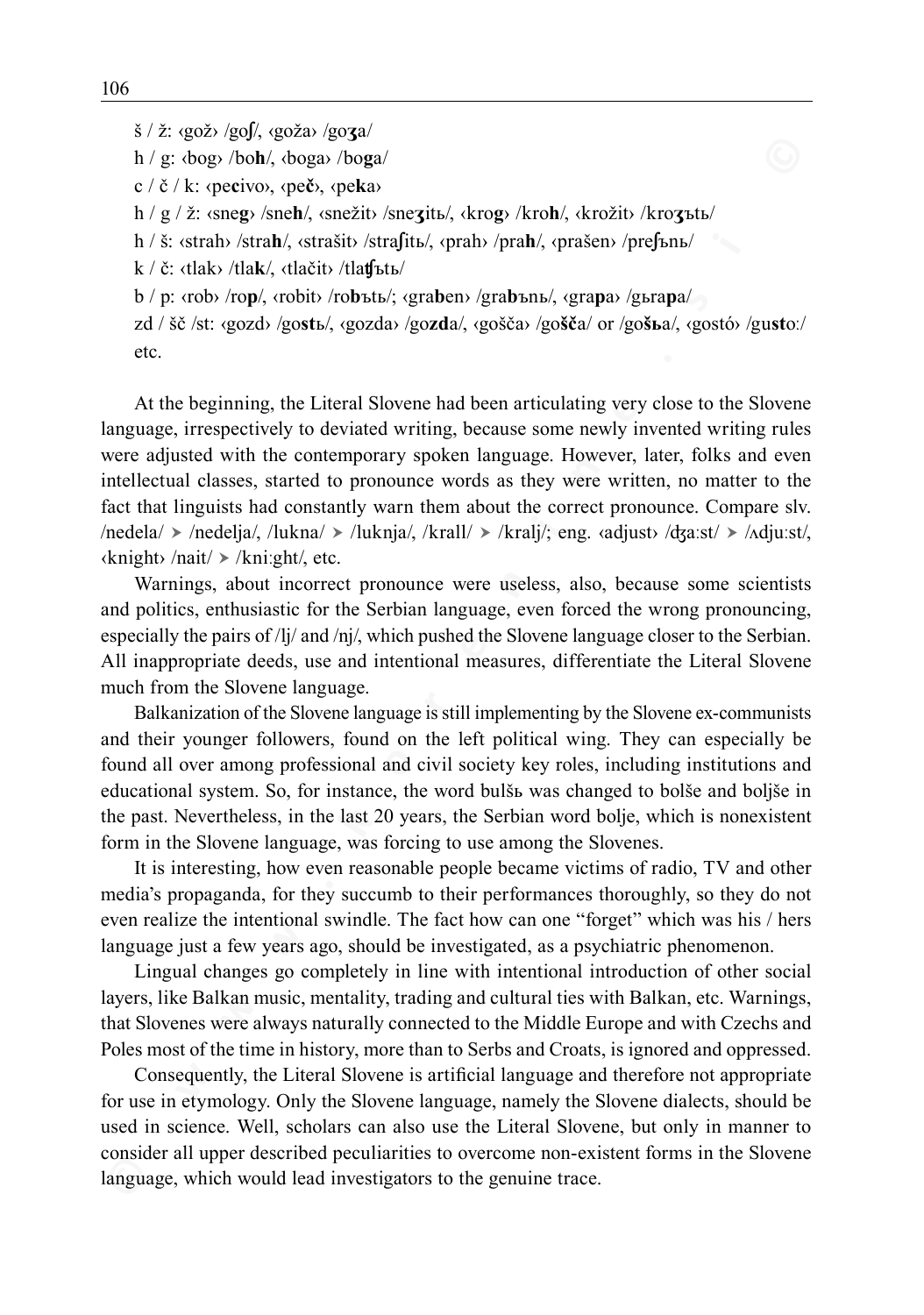š / ž: ‹gož› /goʃ/, ‹goža› /goʒa/

h / g: ‹bog› /bo**h**/, ‹boga› /bo**g**a/

c / č / k: ‹pe**c**ivo›, ‹pe**č**›, ‹pe**k**a›

h / g / ž: ‹sne**g**› /sne**h**/, ‹snežit› /sne**ʒ**itь/, ‹kro**g**› /kro**h**/, ‹krožit› /kro**ʒ**ъtь/

h / š: ‹strah› /stra**h**/, ‹strašit› /stra**ʃ**itь/, ‹prah› /pra**h**/, ‹prašen› /pre**ʃ**ъnь/

k / č: ‹tlak› /tla**k**/, ‹tlačit› /tla**ʧ**ъtь/

b / p: ‹rob› /ro**p**/, ‹robit› /ro**b**ъtь/; ‹gra**b**en› /gra**b**ъnь/, ‹gra**p**a› /gьra**p**a/

zd / šč /st: ‹gozd› /go**st**ь/, ‹gozda› /go**zd**a/, ‹gošča› /go**šč**a/ or /go**šь**a/, ‹gostó› /gu**st**oː/ etc.

At the beginning, the Literal Slovene had been articulating very close to the Slovene language, irrespectively to deviated writing, because some newly invented writing rules were adjusted with the contemporary spoken language. However, later, folks and even intellectual classes, started to pronounce words as they were written, no matter to the fact that linguists had constantly warn them about the correct pronounce. Compare slv. /nedela/ ➤ /nedelja/, /lukna/ ➤ /luknja/, /krall/ ➤ /kralj/; eng. ‹adjust› /ʤaːst/ ➤ /ʌdjuːst/, ‹knight› /nait/ ➤ /kniːght/, etc.

Warnings, about incorrect pronounce were useless, also, because some scientists and politics, enthusiastic for the Serbian language, even forced the wrong pronouncing, especially the pairs of /lj/ and /nj/, which pushed the Slovene language closer to the Serbian. All inappropriate deeds, use and intentional measures, differentiate the Literal Slovene much from the Slovene language.

Balkanization of the Slovene language is still implementing by the Slovene ex-communists and their younger followers, found on the left political wing. They can especially be found all over among professional and civil society key roles, including institutions and educational system. So, for instance, the word bulšь was changed to bolše and boljše in the past. Nevertheless, in the last 20 years, the Serbian word bolje, which is nonexistent form in the Slovene language, was forcing to use among the Slovenes.

It is interesting, how even reasonable people became victims of radio, TV and other media's propaganda, for they succumb to their performances thoroughly, so they do not even realize the intentional swindle. The fact how can one "forget" which was his / hers language just a few years ago, should be investigated, as a psychiatric phenomenon.

Lingual changes go completely in line with intentional introduction of other social layers, like Balkan music, mentality, trading and cultural ties with Balkan, etc. Warnings, that Slovenes were always naturally connected to the Middle Europe and with Czechs and Poles most of the time in history, more than to Serbs and Croats, is ignored and oppressed.

Consequently, the Literal Slovene is artificial language and therefore not appropriate for use in etymology. Only the Slovene language, namely the Slovene dialects, should be used in science. Well, scholars can also use the Literal Slovene, but only in manner to consider all upper described peculiarities to overcome non-existent forms in the Slovene language, which would lead investigators to the genuine trace.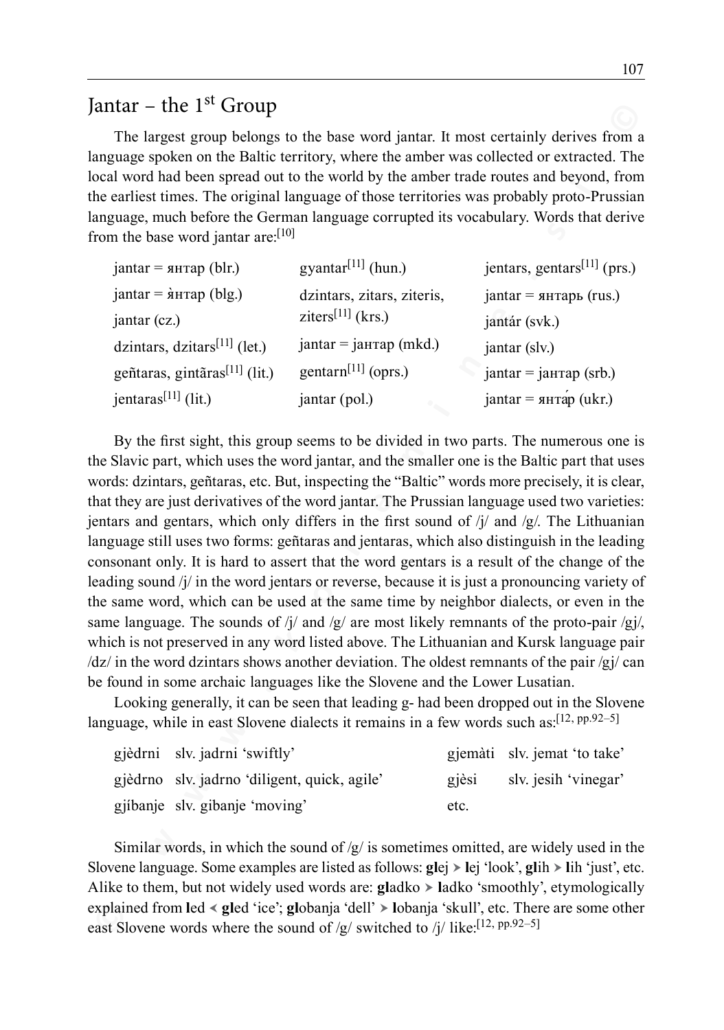## Jantar – the 1st Group

The largest group belongs to the base word jantar. It most certainly derives from a language spoken on the Baltic territory, where the amber was collected or extracted. The local word had been spread out to the world by the amber trade routes and beyond, from the earliest times. The original language of those territories was probably proto-Prussian language, much before the German language corrupted its vocabulary. Words that derive from the base word jantar are:[10]

| | | |
|---|---|---|
| jantar = янтар (blr.) | gyantar[11] (hun.) | jentars, gentars[11] (prs.) |
| jantar = ѝнтар (blg.) | dzintars, zitars, ziteris, ziters[11] (krs.) | jantar = янтарь (rus.) |
| jantar (cz.) | | jantár (svk.) |
| dzintars, dzitars[11] (let.) | jantar = јантар (mkd.) | jantar (slv.) |
| geñtaras, gintãras[11] (lit.) | gentarn[11] (oprs.) | jantar = јантар (srb.) |
| jentaras[11] (lit.) | jantar (pol.) | jantar = янта́р (ukr.) |

By the first sight, this group seems to be divided in two parts. The numerous one is the Slavic part, which uses the word jantar, and the smaller one is the Baltic part that uses words: dzintars, geñtaras, etc. But, inspecting the "Baltic" words more precisely, it is clear, that they are just derivatives of the word jantar. The Prussian language used two varieties: jentars and gentars, which only differs in the first sound of /j/ and /g/. The Lithuanian language still uses two forms: geñtaras and jentaras, which also distinguish in the leading consonant only. It is hard to assert that the word gentars is a result of the change of the leading sound /j/ in the word jentars or reverse, because it is just a pronouncing variety of the same word, which can be used at the same time by neighbor dialects, or even in the same language. The sounds of /j/ and /g/ are most likely remnants of the proto-pair /gj/, which is not preserved in any word listed above. The Lithuanian and Kursk language pair /dz/ in the word dzintars shows another deviation. The oldest remnants of the pair /gj/ can be found in some archaic languages like the Slovene and the Lower Lusatian.

Looking generally, it can be seen that leading g- had been dropped out in the Slovene language, while in east Slovene dialects it remains in a few words such as:[12, pp.92–5]

| | | | |
|---|---|---|---|
| gjèdrni | slv. jadrni 'swiftly' | gjemàti | slv. jemat 'to take' |
| gjèdrno | slv. jadrno 'diligent, quick, agile' | gjèsi | slv. jesih 'vinegar' |
| gjíbanje | slv. gibanje 'moving' | etc. | |

Similar words, in which the sound of /g/ is sometimes omitted, are widely used in the Slovene language. Some examples are listed as follows: **gl**ej ➤ **l**ej 'look', **gl**ih ➤ **l**ih 'just', etc. Alike to them, but not widely used words are: **gl**adko ➤ **l**adko 'smoothly', etymologically explained from **l**ed ◄ **gl**ed 'ice'; **gl**obanja 'dell' ➤ **l**obanja 'skull', etc. There are some other east Slovene words where the sound of /g/ switched to /j/ like:[12, pp.92–5]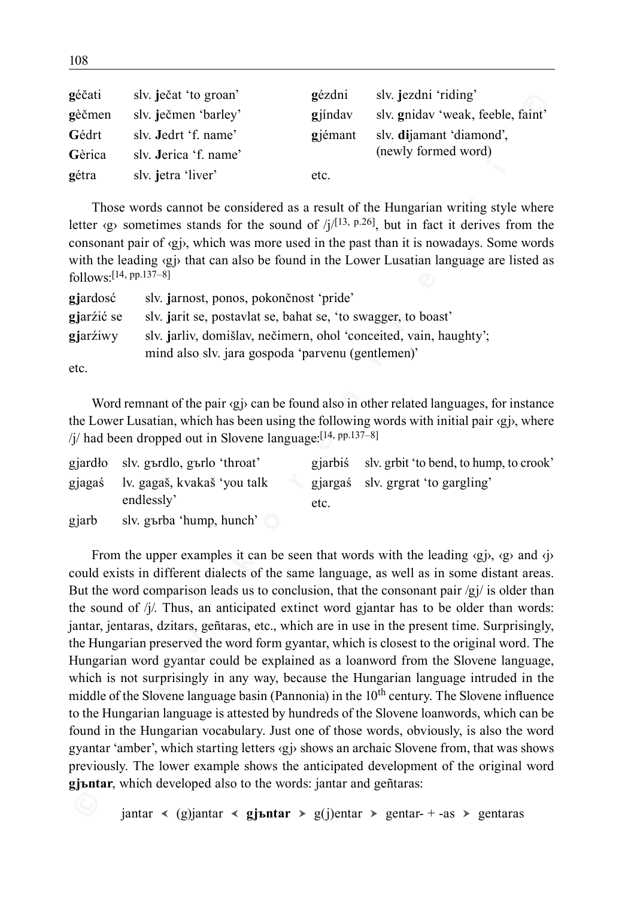| | | | |
|---|---|---|---|
| **g**éčati | slv. **j**ečat 'to groan' | **g**ézdni | slv. **j**ezdni 'riding' |
| **g**èčmen | slv. **j**ečmen 'barley' | **g**jíndav | slv. **g**nidav 'weak, feeble, faint' |
| **G**édrt | slv. **J**edrt 'f. name' | **g**jémant | slv. **di**jamant 'diamond', (newly formed word) |
| **G**èrica | slv. **J**erica 'f. name' | | |
| **g**étra | slv. **j**etra 'liver' | etc. | |

Those words cannot be considered as a result of the Hungarian writing style where letter ‹g› sometimes stands for the sound of /j/[13, p.26], but in fact it derives from the consonant pair of ‹gj›, which was more used in the past than it is nowadays. Some words with the leading ‹gj› that can also be found in the Lower Lusatian language are listed as follows:[14, pp.137–8]

| | |
|---|---|
| **gj**ardosć | slv. **j**arnost, ponos, pokončnost 'pride' |
| **gj**arźić se | slv. **j**arit se, postavlat se, bahat se, 'to swagger, to boast' |
| **gj**arźiwy | slv. **j**arliv, domišlav, nečimern, ohol 'conceited, vain, haughty'; mind also slv. jara gospoda 'parvenu (gentlemen)' |

etc.

Word remnant of the pair ‹gj› can be found also in other related languages, for instance the Lower Lusatian, which has been using the following words with initial pair ‹gj›, where /j/ had been dropped out in Slovene language:[14, pp.137–8]

| | | | |
|---|---|---|---|
| gjardło | slv. gъrdlo, gъrlo 'throat' | gjarbiś | slv. grbit 'to bend, to hump, to crook' |
| gjagaś | lv. gagaš, kvakaš 'you talk endlessly' | gjargaś | slv. grgrat 'to gargling' |
| gjarb | slv. gъrba 'hump, hunch' | etc. | |

From the upper examples it can be seen that words with the leading ‹gj›, ‹g› and ‹j› could exists in different dialects of the same language, as well as in some distant areas. But the word comparison leads us to conclusion, that the consonant pair /gj/ is older than the sound of /j/. Thus, an anticipated extinct word gjantar has to be older than words: jantar, jentaras, dzitars, geñtaras, etc., which are in use in the present time. Surprisingly, the Hungarian preserved the word form gyantar, which is closest to the original word. The Hungarian word gyantar could be explained as a loanword from the Slovene language, which is not surprisingly in any way, because the Hungarian language intruded in the middle of the Slovene language basin (Pannonia) in the 10th century. The Slovene influence to the Hungarian language is attested by hundreds of the Slovene loanwords, which can be found in the Hungarian vocabulary. Just one of those words, obviously, is also the word gyantar 'amber', which starting letters ‹gj› shows an archaic Slovene from, that was shows previously. The lower example shows the anticipated development of the original word **gjъntar**, which developed also to the words: jantar and geñtaras:

jantar ‹ (g)jantar ‹ **gjъntar** › g(j)entar › gentar- + -as › gentaras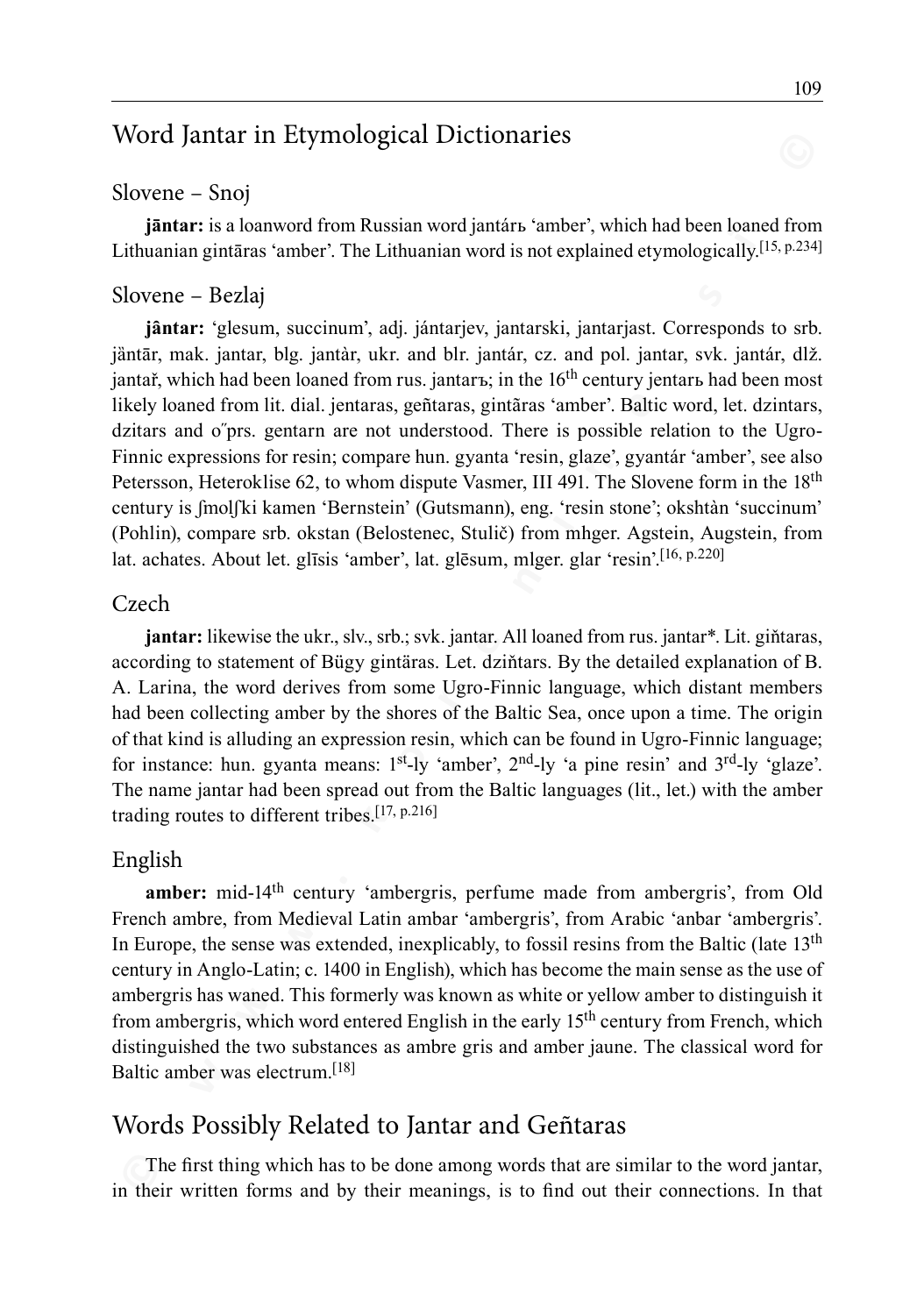## Word Jantar in Etymological Dictionaries

### Slovene – Snoj

**jāntar:** is a loanword from Russian word jantárь 'amber', which had been loaned from Lithuanian gintāras 'amber'. The Lithuanian word is not explained etymologically.[15, p.234]

### Slovene – Bezlaj

**jântar:** 'glesum, succinum', adj. jántarjev, jantarski, jantarjast. Corresponds to srb. jȁntār, mak. jantar, blg. jantàr, ukr. and blr. jantár, cz. and pol. jantar, svk. jantár, dlž. jantař, which had been loaned from rus. jantarъ; in the 16th century jentarь had been most likely loaned from lit. dial. jentaras, geñtaras, gintãras 'amber'. Baltic word, let. dzintars, dzitars and o″prs. gentarn are not understood. There is possible relation to the Ugro-Finnic expressions for resin; compare hun. gyanta 'resin, glaze', gyantár 'amber', see also Petersson, Heteroklise 62, to whom dispute Vasmer, III 491. The Slovene form in the 18th century is ʃmolʃki kamen 'Bernstein' (Gutsmann), eng. 'resin stone'; okshtàn 'succinum' (Pohlin), compare srb. okstan (Belostenec, Stulič) from mhger. Agstein, Augstein, from lat. achates. About let. glīsis 'amber', lat. glēsum, mlger. glar 'resin'.[16, p.220]

### Czech

**jantar:** likewise the ukr., slv., srb.; svk. jantar. All loaned from rus. jantar*. Lit. giňtaras, according to statement of Bügy gintäras. Let. dziňtars. By the detailed explanation of B. A. Larina, the word derives from some Ugro-Finnic language, which distant members had been collecting amber by the shores of the Baltic Sea, once upon a time. The origin of that kind is alluding an expression resin, which can be found in Ugro-Finnic language; for instance: hun. gyanta means: 1st-ly 'amber', 2nd-ly 'a pine resin' and 3rd-ly 'glaze'. The name jantar had been spread out from the Baltic languages (lit., let.) with the amber trading routes to different tribes.[17, p.216]

### English

**amber:** mid-14th century 'ambergris, perfume made from ambergris', from Old French ambre, from Medieval Latin ambar 'ambergris', from Arabic 'anbar 'ambergris'. In Europe, the sense was extended, inexplicably, to fossil resins from the Baltic (late 13th century in Anglo-Latin; c. 1400 in English), which has become the main sense as the use of ambergris has waned. This formerly was known as white or yellow amber to distinguish it from ambergris, which word entered English in the early 15th century from French, which distinguished the two substances as ambre gris and amber jaune. The classical word for Baltic amber was electrum.[18]

## Words Possibly Related to Jantar and Geñtaras

The first thing which has to be done among words that are similar to the word jantar, in their written forms and by their meanings, is to find out their connections. In that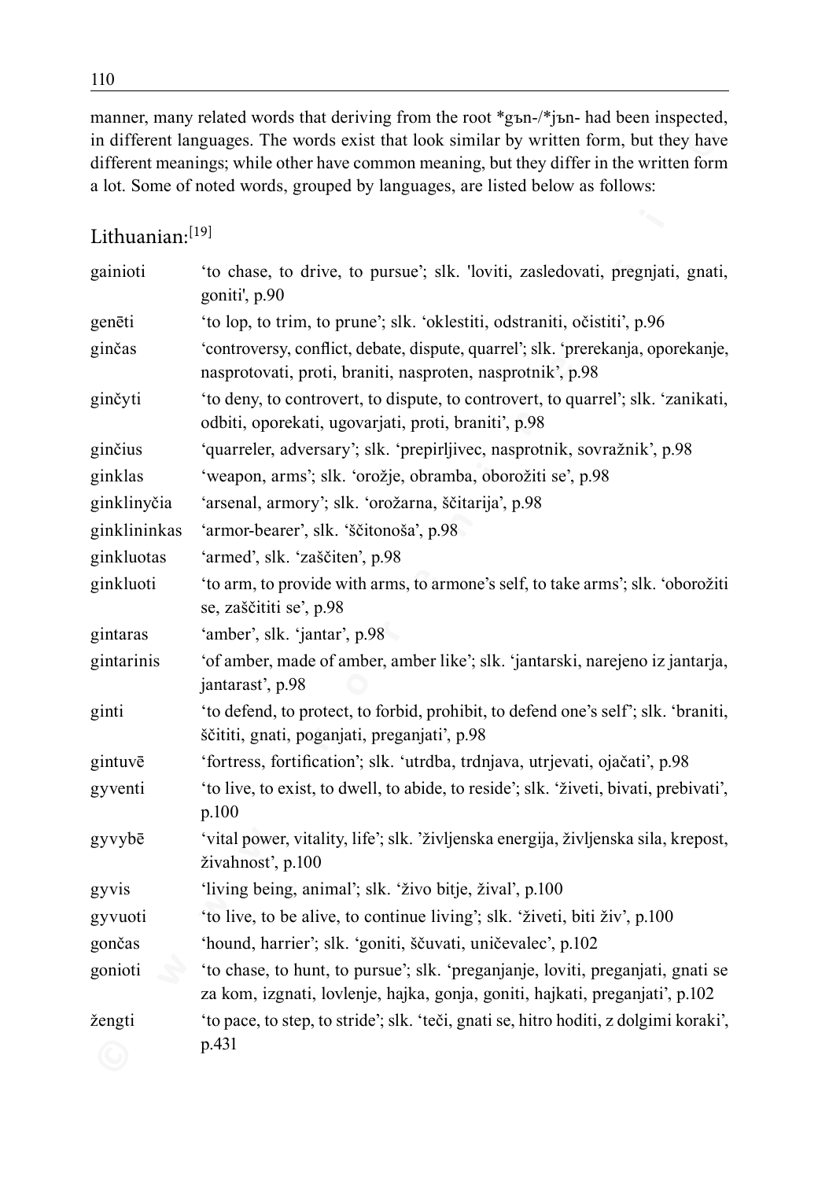manner, many related words that deriving from the root *gъn-/*jъn- had been inspected, in different languages. The words exist that look similar by written form, but they have different meanings; while other have common meaning, but they differ in the written form a lot. Some of noted words, grouped by languages, are listed below as follows:

Lithuanian:[19]

| | |
|---|---|
| gainioti | 'to chase, to drive, to pursue'; slk. 'loviti, zasledovati, pregnjati, gnati, goniti', p.90 |
| genēti | 'to lop, to trim, to prune'; slk. 'oklestiti, odstraniti, očistiti', p.96 |
| ginčas | 'controversy, conflict, debate, dispute, quarrel'; slk. 'prerekanja, oporekanje, nasprotovati, proti, braniti, nasproten, nasprotnik', p.98 |
| ginčyti | 'to deny, to controvert, to dispute, to controvert, to quarrel'; slk. 'zanikati, odbiti, oporekati, ugovarjati, proti, braniti', p.98 |
| ginčius | 'quarreler, adversary'; slk. 'prepirljivec, nasprotnik, sovražnik', p.98 |
| ginklas | 'weapon, arms'; slk. 'orožje, obramba, oborožiti se', p.98 |
| ginklinyčia | 'arsenal, armory'; slk. 'orožarna, ščitarija', p.98 |
| ginklininkas | 'armor-bearer', slk. 'ščitonoša', p.98 |
| ginkluotas | 'armed', slk. 'zaščiten', p.98 |
| ginkluoti | 'to arm, to provide with arms, to armone's self, to take arms'; slk. 'oborožiti se, zaščititi se', p.98 |
| gintaras | 'amber', slk. 'jantar', p.98 |
| gintarinis | 'of amber, made of amber, amber like'; slk. 'jantarski, narejeno iz jantarja, jantarast', p.98 |
| ginti | 'to defend, to protect, to forbid, prohibit, to defend one's self'; slk. 'braniti, ščititi, gnati, poganjati, preganjati', p.98 |
| gintuvē | 'fortress, fortification'; slk. 'utrdba, trdnjava, utrjevati, ojačati', p.98 |
| gyventi | 'to live, to exist, to dwell, to abide, to reside'; slk. 'živeti, bivati, prebivati', p.100 |
| gyvybē | 'vital power, vitality, life'; slk. 'življenska energija, življenska sila, krepost, živahnost', p.100 |
| gyvis | 'living being, animal'; slk. 'živo bitje, žival', p.100 |
| gyvuoti | 'to live, to be alive, to continue living'; slk. 'živeti, biti živ', p.100 |
| gončas | 'hound, harrier'; slk. 'goniti, ščuvati, uničevalec', p.102 |
| gonioti | 'to chase, to hunt, to pursue'; slk. 'preganjanje, loviti, preganjati, gnati se za kom, izgnati, lovlenje, hajka, gonja, goniti, hajkati, preganjati', p.102 |
| žengti | 'to pace, to step, to stride'; slk. 'teči, gnati se, hitro hoditi, z dolgimi koraki', p.431 |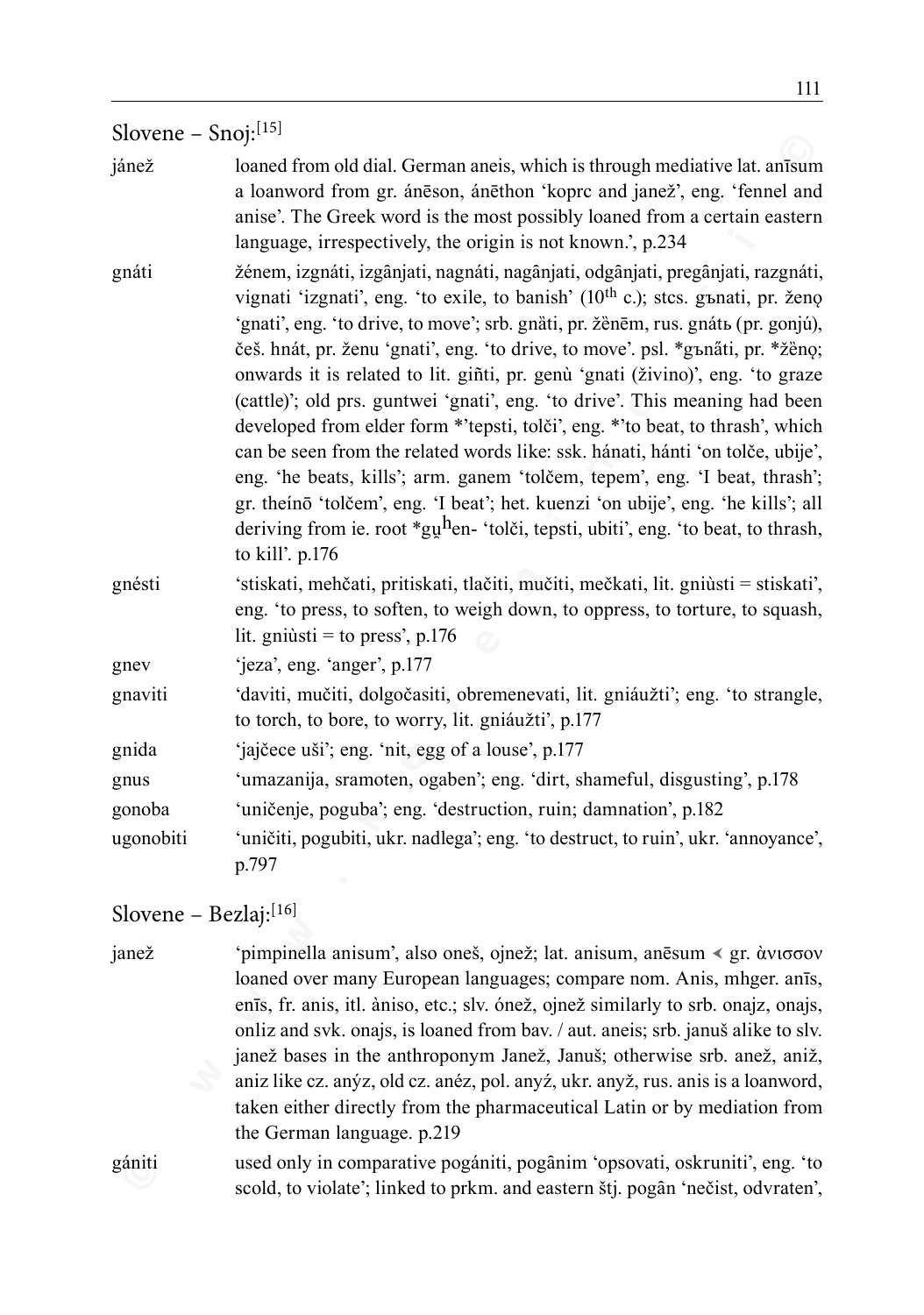## Slovene – Snoj:[15]

| | |
|---|---|
| jánež | loaned from old dial. German aneis, which is through mediative lat. anīsum a loanword from gr. ánēson, ánēthon 'koprc and janež', eng. 'fennel and anise'. The Greek word is the most possibly loaned from a certain eastern language, irrespectively, the origin is not known.', p.234 |
| gnáti | žénem, izgnáti, izgânjati, nagnáti, nagânjati, odgânjati, pregânjati, razgnáti, vignati 'izgnati', eng. 'to exile, to banish' (10th c.); stcs. gъnati, pr. ženǫ 'gnati', eng. 'to drive, to move'; srb. gnàti, pr. žènēm, rus. gnátь (pr. gonjú), češ. hnát, pr. ženu 'gnati', eng. 'to drive, to move'. psl. *gъnā̋ti, pr. *žènǫ; onwards it is related to lit. giñti, pr. genù 'gnati (živino)', eng. 'to graze (cattle)'; old prs. guntwei 'gnati', eng. 'to drive'. This meaning had been developed from elder form *'tepsti, tolči', eng. *'to beat, to thrash', which can be seen from the related words like: ssk. hánati, hánti 'on tolče, ubije', eng. 'he beats, kills'; arm. ganem 'tolčem, tepem', eng. 'I beat, thrash'; gr. theínō 'tolčem', eng. 'I beat'; het. kuenzi 'on ubije', eng. 'he kills'; all deriving from ie. root *gu̯hen- 'tolči, tepsti, ubiti', eng. 'to beat, to thrash, to kill'. p.176 |
| gnésti | 'stiskati, mehčati, pritiskati, tlačiti, mučiti, mečkati, lit. gniùsti = stiskati', eng. 'to press, to soften, to weigh down, to oppress, to torture, to squash, lit. gniùsti = to press', p.176 |
| gnev | 'jeza', eng. 'anger', p.177 |
| gnaviti | 'daviti, mučiti, dolgočasiti, obremenevati, lit. gniáužti'; eng. 'to strangle, to torch, to bore, to worry, lit. gniáužti', p.177 |
| gnida | 'jajčece uši'; eng. 'nit, egg of a louse', p.177 |
| gnus | 'umazanija, sramoten, ogaben'; eng. 'dirt, shameful, disgusting', p.178 |
| gonoba | 'uničenje, poguba'; eng. 'destruction, ruin; damnation', p.182 |
| ugonobiti | 'uničiti, pogubiti, ukr. nadlega'; eng. 'to destruct, to ruin', ukr. 'annoyance', p.797 |

## Slovene – Bezlaj:[16]

| | |
|---|---|
| janež | 'pimpinella anisum', also oneš, ojnež; lat. anisum, anēsum ‹ gr. ἀνισσον loaned over many European languages; compare nom. Anis, mhger. anīs, enīs, fr. anis, itl. àniso, etc.; slv. ónež, ojnež similarly to srb. onajz, onajs, onliz and svk. onajs, is loaned from bav. / aut. aneis; srb. januš alike to slv. janež bases in the anthroponym Janež, Januš; otherwise srb. anež, aniž, aniz like cz. anýz, old cz. anéz, pol. anyź, ukr. anyž, rus. anis is a loanword, taken either directly from the pharmaceutical Latin or by mediation from the German language. p.219 |
| gániti | used only in comparative pogániti, pogânim 'opsovati, oskruniti', eng. 'to scold, to violate'; linked to prkm. and eastern štj. pogân 'nečist, odvraten', |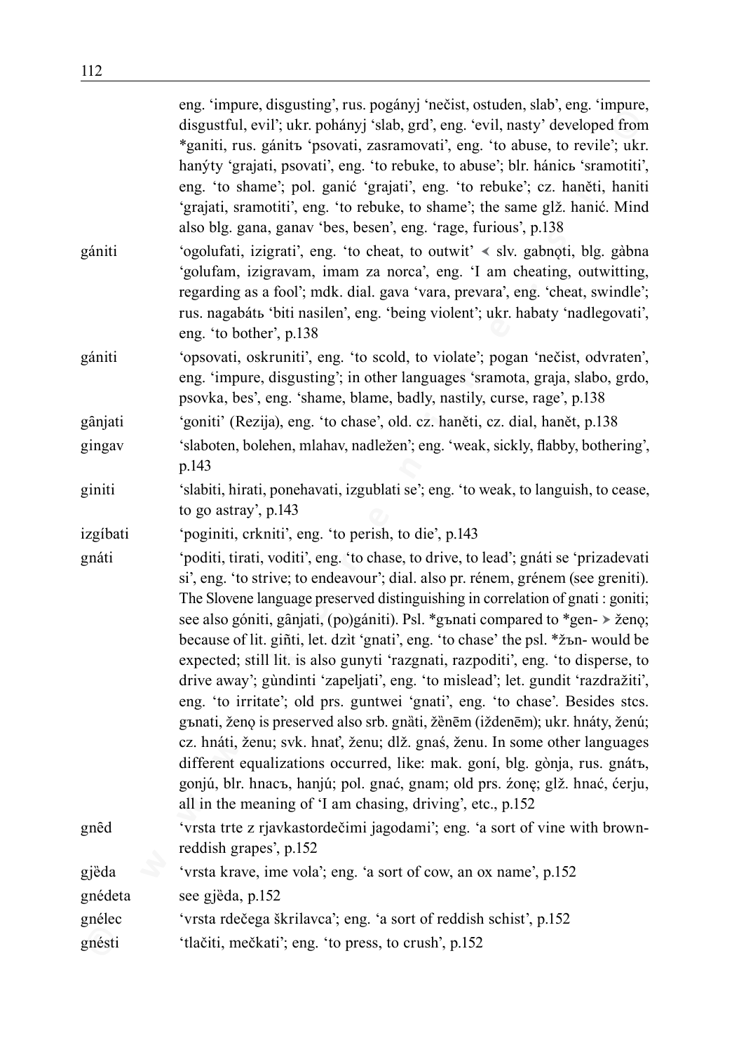eng. 'impure, disgusting', rus. pogányj 'nečist, ostuden, slab', eng. 'impure, disgustful, evil'; ukr. pohányj 'slab, grd', eng. 'evil, nasty' developed from *ganiti, rus. gánitъ 'psovati, zasramovati', eng. 'to abuse, to revile'; ukr. hanýty 'grajati, psovati', eng. 'to rebuke, to abuse'; blr. hánicь 'sramotiti', eng. 'to shame'; pol. ganić 'grajati', eng. 'to rebuke'; cz. haněti, haniti 'grajati, sramotiti', eng. 'to rebuke, to shame'; the same glž. hanić. Mind also blg. gana, ganav 'bes, besen', eng. 'rage, furious', p.138

**gániti** 'ogolufati, izigrati', eng. 'to cheat, to outwit' ≺ slv. gabnǫti, blg. gàbna 'golufam, izigravam, imam za norca', eng. 'I am cheating, outwitting, regarding as a fool'; mdk. dial. gava 'vara, prevara', eng. 'cheat, swindle'; rus. nagabátь 'biti nasilen', eng. 'being violent'; ukr. habaty 'nadlegovati', eng. 'to bother', p.138

**gániti** 'opsovati, oskruniti', eng. 'to scold, to violate'; pogan 'nečist, odvraten', eng. 'impure, disgusting'; in other languages 'sramota, graja, slabo, grdo, psovka, bes', eng. 'shame, blame, badly, nastily, curse, rage', p.138

**gânjati** 'goniti' (Rezija), eng. 'to chase', old. cz. haněti, cz. dial, hanět, p.138

**gingav** 'slaboten, bolehen, mlahav, nadležen'; eng. 'weak, sickly, flabby, bothering', p.143

**giniti** 'slabiti, hirati, ponehavati, izgublati se'; eng. 'to weak, to languish, to cease, to go astray', p.143

**izgíbati** 'poginiti, crkniti', eng. 'to perish, to die', p.143

**gnáti** 'poditi, tirati, voditi', eng. 'to chase, to drive, to lead'; gnáti se 'prizadevati si', eng. 'to strive; to endeavour'; dial. also pr. rénem, grénem (see greniti). The Slovene language preserved distinguishing in correlation of gnati : goniti; see also góniti, gânjati, (po)gániti). Psl. *gъnati compared to *gen- ➤ ženǫ; because of lit. giñti, let. dzìt 'gnati', eng. 'to chase' the psl. *žъn- would be expected; still lit. is also gunyti 'razgnati, razpoditi', eng. 'to disperse, to drive away'; gùndinti 'zapeljati', eng. 'to mislead'; let. gundit 'razdražiti', eng. 'to irritate'; old prs. guntwei 'gnati', eng. 'to chase'. Besides stcs. gъnati, ženǫ is preserved also srb. gnàti, žènēm (iždenēm); ukr. hnáty, ženú; cz. hnáti, ženu; svk. hnať, ženu; dlž. gnaś, ženu. In some other languages different equalizations occurred, like: mak. goní, blg. gònja, rus. gnátъ, gonjú, blr. hnacь, hanjú; pol. gnać, gnam; old prs. źonę; glž. hnać, ćerju, all in the meaning of 'I am chasing, driving', etc., p.152

**gnêd** 'vrsta trte z rjavkastordečimi jagodami'; eng. 'a sort of vine with brown-reddish grapes', p.152

**gjèda** 'vrsta krave, ime vola'; eng. 'a sort of cow, an ox name', p.152

**gnédeta** see gjèda, p.152

**gnélec** 'vrsta rdečega škrilavca'; eng. 'a sort of reddish schist', p.152

**gnésti** 'tlačiti, mečkati'; eng. 'to press, to crush', p.152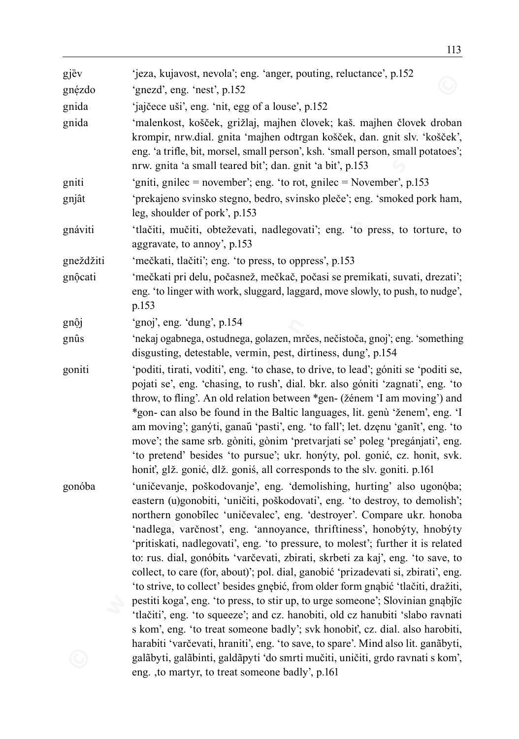| | |
|---|---|
| gjëv | 'jeza, kujavost, nevola'; eng. 'anger, pouting, reluctance', p.152 |
| gnẹ́zdo | 'gnezd', eng. 'nest', p.152 |
| gnida | 'jajčece uši', eng. 'nit, egg of a louse', p.152 |
| gnida | 'malenkost, košček, grižlaj, majhen človek; kaš. majhen človek droban krompir, nrw.dial. gnita 'majhen odtrgan košček, dan. gnit slv. 'košček', eng. 'a trifle, bit, morsel, small person', ksh. 'small person, small potatoes'; nrw. gnita 'a small teared bit'; dan. gnit 'a bit', p.153 |
| gniti | 'gniti, gnilec = november'; eng. 'to rot, gnilec = November', p.153 |
| gnjât | 'prekajeno svinsko stegno, bedro, svinsko pleče'; eng. 'smoked pork ham, leg, shoulder of pork', p.153 |
| gnáviti | 'tlačiti, mučiti, obteževati, nadlegovati'; eng. 'to press, to torture, to aggravate, to annoy', p.153 |
| gneždžiti | 'mečkati, tlačiti'; eng. 'to press, to oppress', p.153 |
| gnộcati | 'mečkati pri delu, počasnež, mečkač, počasi se premikati, suvati, drezati'; eng. 'to linger with work, sluggard, laggard, move slowly, to push, to nudge', p.153 |
| gnộj | 'gnoj', eng. 'dung', p.154 |
| gnûs | 'nekaj ogabnega, ostudnega, golazen, mrčes, nečistoča, gnoj'; eng. 'something disgusting, detestable, vermin, pest, dirtiness, dung', p.154 |
| goniti | 'poditi, tirati, voditi', eng. 'to chase, to drive, to lead'; góniti se 'poditi se, pojati se', eng. 'chasing, to rush', dial. bkr. also góniti 'zagnati', eng. 'to throw, to fling'. An old relation between *gen- (žénem 'I am moving') and *gon- can also be found in the Baltic languages, lit. genù 'ženem', eng. 'I am moving'; ganýti, ganaũ 'pasti', eng. 'to fall'; let. dzęnu 'ganît', eng. 'to move'; the same srb. gòniti, gònim 'pretvarjati se' poleg 'pregánjati', eng. 'to pretend' besides 'to pursue'; ukr. honýty, pol. gonić, cz. honit, svk. honiť, glž. gonić, dlž. goniś, all corresponds to the slv. goniti. p.161 |
| gonóba | 'uničevanje, poškodovanje', eng. 'demolishing, hurting' also ugonọ́ba; eastern (u)gonobiti, 'uničiti, poškodovati', eng. 'to destroy, to demolish'; northern gonobîlec 'uničevalec', eng. 'destroyer'. Compare ukr. honoba 'nadlega, varčnost', eng. 'annoyance, thriftiness', honobýty, hnobýty 'pritiskati, nadlegovati', eng. 'to pressure, to molest'; further it is related to: rus. dial, gonóbitь 'varčevati, zbirati, skrbeti za kaj', eng. 'to save, to collect, to care (for, about)'; pol. dial, ganobić 'prizadevati si, zbirati', eng. 'to strive, to collect' besides gnębić, from older form gnąbić 'tlačiti, dražiti, pestiti koga', eng. 'to press, to stir up, to urge someone'; Slovinian gnąbjĩc 'tlačiti', eng. 'to squeeze'; and cz. hanobiti, old cz hanubiti 'slabo ravnati s kom', eng. 'to treat someone badly'; svk honobiť, cz. dial. also harobiti, harabiti 'varčevati, hraniti', eng. 'to save, to spare'. Mind also lit. ganãbyti, galãbyti, galãbinti, galdãpyti 'do smrti mučiti, uničiti, grdo ravnati s kom', eng. ‚to martyr, to treat someone badly', p.161 |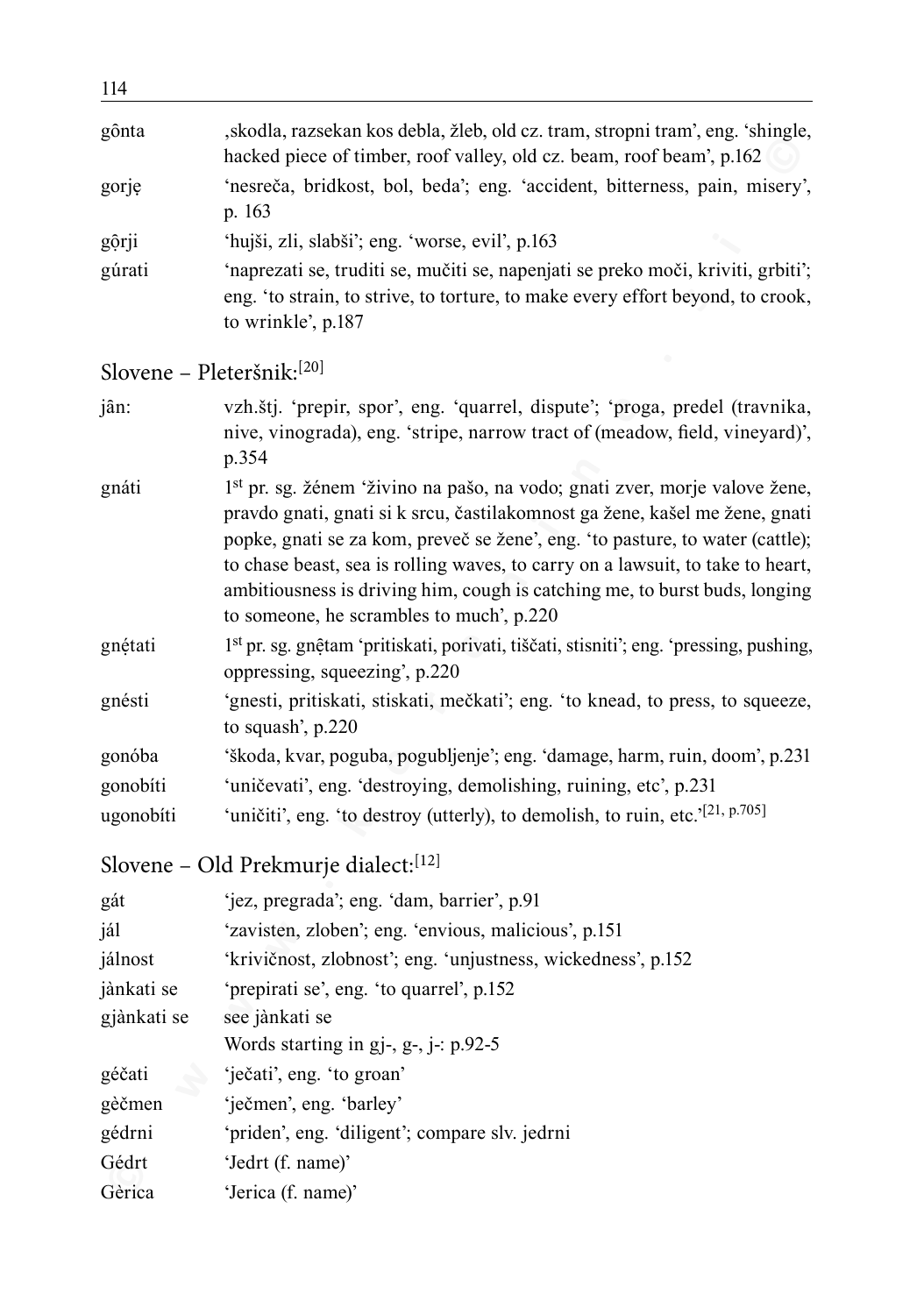| | |
|---|---|
| gônta | ‚skodla, razsekan kos debla, žleb, old cz. tram, stropni tram', eng. 'shingle, hacked piece of timber, roof valley, old cz. beam, roof beam', p.162 |
| gorję | 'nesreča, bridkost, bol, beda'; eng. 'accident, bitterness, pain, misery', p. 163 |
| gộrji | 'hujši, zli, slabši'; eng. 'worse, evil', p.163 |
| gúrati | 'naprezati se, truditi se, mučiti se, napenjati se preko moči, kriviti, grbiti'; eng. 'to strain, to strive, to torture, to make every effort beyond, to crook, to wrinkle', p.187 |

## Slovene – Pleteršnik:[20]

| | |
|---|---|
| jân: | vzh.štj. 'prepir, spor', eng. 'quarrel, dispute'; 'proga, predel (travnika, nive, vinograda), eng. 'stripe, narrow tract of (meadow, field, vineyard)', p.354 |
| gnáti | 1st pr. sg. žénem 'živino na pašo, na vodo; gnati zver, morje valove žene, pravdo gnati, gnati si k srcu, častilakomnost ga žene, kašel me žene, gnati popke, gnati se za kom, preveč se žene', eng. 'to pasture, to water (cattle); to chase beast, sea is rolling waves, to carry on a lawsuit, to take to heart, ambitiousness is driving him, cough is catching me, to burst buds, longing to someone, he scrambles to much', p.220 |
| gnẹ́tati | 1st pr. sg. gnệtam 'pritiskati, porivati, tiščati, stisniti'; eng. 'pressing, pushing, oppressing, squeezing', p.220 |
| gnésti | 'gnesti, pritiskati, stiskati, mečkati'; eng. 'to knead, to press, to squeeze, to squash', p.220 |
| gonóba | 'škoda, kvar, poguba, pogubljenje'; eng. 'damage, harm, ruin, doom', p.231 |
| gonobíti | 'uničevati', eng. 'destroying, demolishing, ruining, etc', p.231 |
| ugonobíti | 'uničiti', eng. 'to destroy (utterly), to demolish, to ruin, etc.'[21, p.705] |

## Slovene – Old Prekmurje dialect:[12]

| | |
|---|---|
| gát | 'jez, pregrada'; eng. 'dam, barrier', p.91 |
| jál | 'zavisten, zloben'; eng. 'envious, malicious', p.151 |
| jálnost | 'krivičnost, zlobnost'; eng. 'unjustness, wickedness', p.152 |
| jànkati se | 'prepirati se', eng. 'to quarrel', p.152 |
| gjànkati se | see jànkati se |
| | Words starting in gj-, g-, j-: p.92-5 |
| géčati | 'ječati', eng. 'to groan' |
| gèčmen | 'ječmen', eng. 'barley' |
| gédrni | 'priden', eng. 'diligent'; compare slv. jedrni |
| Gédrt | 'Jedrt (f. name)' |
| Gèrica | 'Jerica (f. name)' |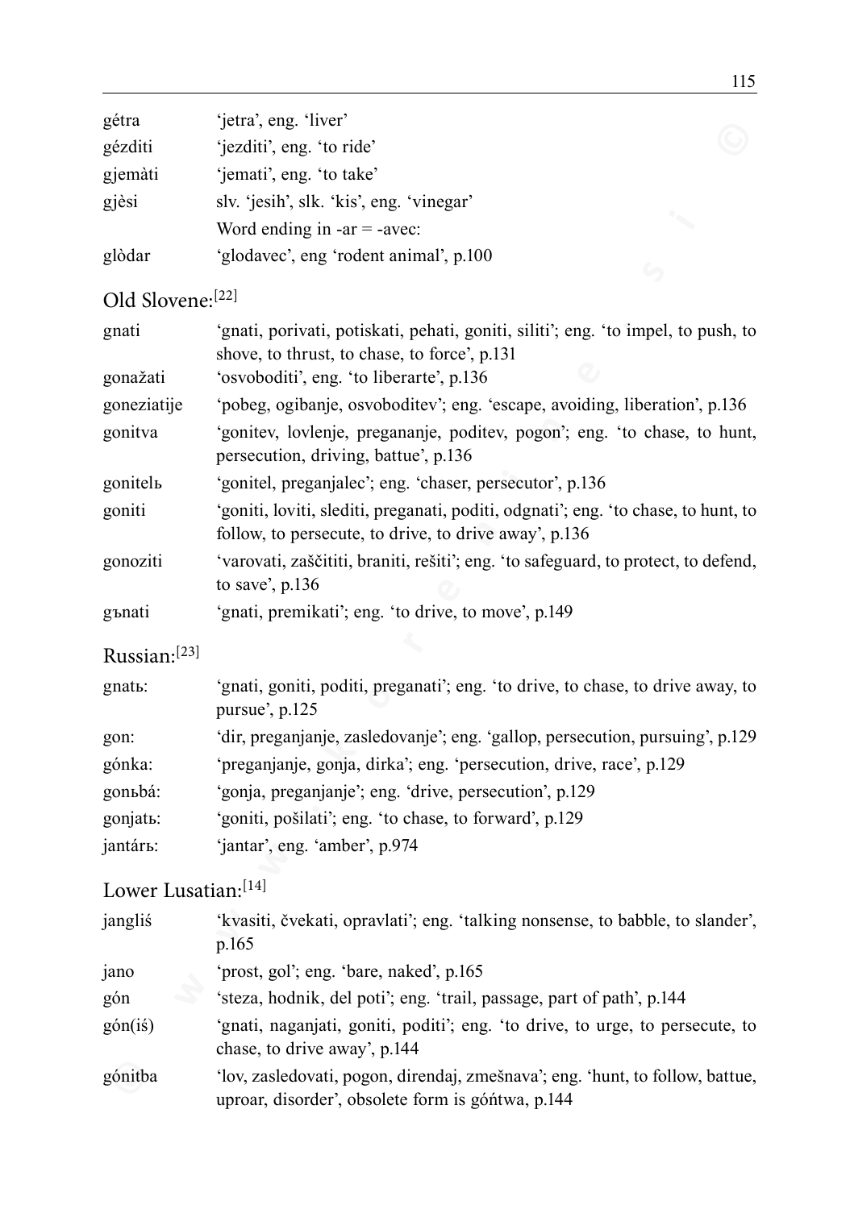| | |
|---|---|
| gétra | 'jetra', eng. 'liver' |
| gézditi | 'jezditi', eng. 'to ride' |
| gjemàti | 'jemati', eng. 'to take' |
| gjèsi | slv. 'jesih', slk. 'kis', eng. 'vinegar' |
| | Word ending in -ar = -avec: |
| glòdar | 'glodavec', eng 'rodent animal', p.100 |

## Old Slovene:[22]

| | |
|---|---|
| gnati | 'gnati, porivati, potiskati, pehati, goniti, siliti'; eng. 'to impel, to push, to shove, to thrust, to chase, to force', p.131 |
| gonažati | 'osvoboditi', eng. 'to liberarte', p.136 |
| goneziatije | 'pobeg, ogibanje, osvoboditev'; eng. 'escape, avoiding, liberation', p.136 |
| gonitva | 'gonitev, lovlenje, pregananje, poditev, pogon'; eng. 'to chase, to hunt, persecution, driving, battue', p.136 |
| gonitelь | 'gonitel, preganjalec'; eng. 'chaser, persecutor', p.136 |
| goniti | 'goniti, loviti, slediti, preganati, poditi, odgnati'; eng. 'to chase, to hunt, to follow, to persecute, to drive, to drive away', p.136 |
| gonoziti | 'varovati, zaščititi, braniti, rešiti'; eng. 'to safeguard, to protect, to defend, to save', p.136 |
| gъnati | 'gnati, premikati'; eng. 'to drive, to move', p.149 |

## Russian:[23]

| | |
|---|---|
| gnatь: | 'gnati, goniti, poditi, preganati'; eng. 'to drive, to chase, to drive away, to pursue', p.125 |
| gon: | 'dir, preganjanje, zasledovanje'; eng. 'gallop, persecution, pursuing', p.129 |
| gónka: | 'preganjanje, gonja, dirka'; eng. 'persecution, drive, race', p.129 |
| gonьbá: | 'gonja, preganjanje'; eng. 'drive, persecution', p.129 |
| gonjatь: | 'goniti, pošilati'; eng. 'to chase, to forward', p.129 |
| jantárь: | 'jantar', eng. 'amber', p.974 |

## Lower Lusatian:[14]

| | |
|---|---|
| jangliś | 'kvasiti, čvekati, opravlati'; eng. 'talking nonsense, to babble, to slander', p.165 |
| jano | 'prost, gol'; eng. 'bare, naked', p.165 |
| gón | 'steza, hodnik, del poti'; eng. 'trail, passage, part of path', p.144 |
| gón(iś) | 'gnati, naganjati, goniti, poditi'; eng. 'to drive, to urge, to persecute, to chase, to drive away', p.144 |
| gónitba | 'lov, zasledovati, pogon, direndaj, zmešnava'; eng. 'hunt, to follow, battue, uproar, disorder', obsolete form is góńtwa, p.144 |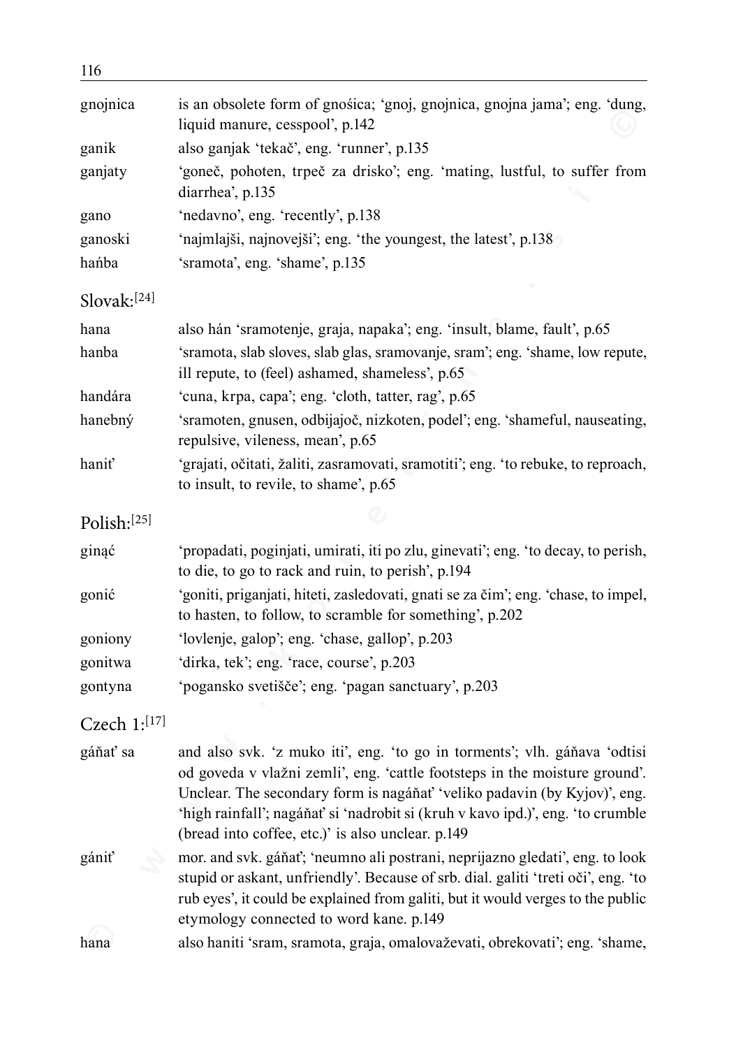| | |
|---|---|
| gnojnica | is an obsolete form of gnośica; 'gnoj, gnojnica, gnojna jama'; eng. 'dung, liquid manure, cesspool', p.142 |
| ganik | also ganjak 'tekač', eng. 'runner', p.135 |
| ganjaty | 'goneč, pohoten, trpeč za drisko'; eng. 'mating, lustful, to suffer from diarrhea', p.135 |
| gano | 'nedavno', eng. 'recently', p.138 |
| ganoski | 'najmlajši, najnovejši'; eng. 'the youngest, the latest', p.138 |
| hańba | 'sramota', eng. 'shame', p.135 |

### Slovak:[24]

| | |
|---|---|
| hana | also hán 'sramotenje, graja, napaka'; eng. 'insult, blame, fault', p.65 |
| hanba | 'sramota, slab sloves, slab glas, sramovanje, sram'; eng. 'shame, low repute, ill repute, to (feel) ashamed, shameless', p.65 |
| handára | 'cuna, krpa, capa'; eng. 'cloth, tatter, rag', p.65 |
| hanebný | 'sramoten, gnusen, odbijajoč, nizkoten, podel'; eng. 'shameful, nauseating, repulsive, vileness, mean', p.65 |
| haniť | 'grajati, očitati, žaliti, zasramovati, sramotiti'; eng. 'to rebuke, to reproach, to insult, to revile, to shame', p.65 |

### Polish:[25]

| | |
|---|---|
| ginąć | 'propadati, poginjati, umirati, iti po zlu, ginevati'; eng. 'to decay, to perish, to die, to go to rack and ruin, to perish', p.194 |
| gonić | 'goniti, priganjati, hiteti, zasledovati, gnati se za čim'; eng. 'chase, to impel, to hasten, to follow, to scramble for something', p.202 |
| goniony | 'lovlenje, galop'; eng. 'chase, gallop', p.203 |
| gonitwa | 'dirka, tek'; eng. 'race, course', p.203 |
| gontyna | 'pogansko svetišče'; eng. 'pagan sanctuary', p.203 |

### Czech 1:[17]

| | |
|---|---|
| gáňať sa | and also svk. 'z muko iti', eng. 'to go in torments'; vlh. gáňava 'odtisi od goveda v vlažni zemli', eng. 'cattle footsteps in the moisture ground'. Unclear. The secondary form is nagáňať 'veliko padavin (by Kyjov)', eng. 'high rainfall'; nagáňať si 'nadrobit si (kruh v kavo ipd.)', eng. 'to crumble (bread into coffee, etc.)' is also unclear. p.149 |
| gániť | mor. and svk. gáňať; 'neumno ali postrani, neprijazno gledati', eng. to look stupid or askant, unfriendly'. Because of srb. dial. galiti 'treti oči', eng. 'to rub eyes', it could be explained from galiti, but it would verges to the public etymology connected to word kane. p.149 |
| hana | also haniti 'sram, sramota, graja, omalovaževati, obrekovati'; eng. 'shame, |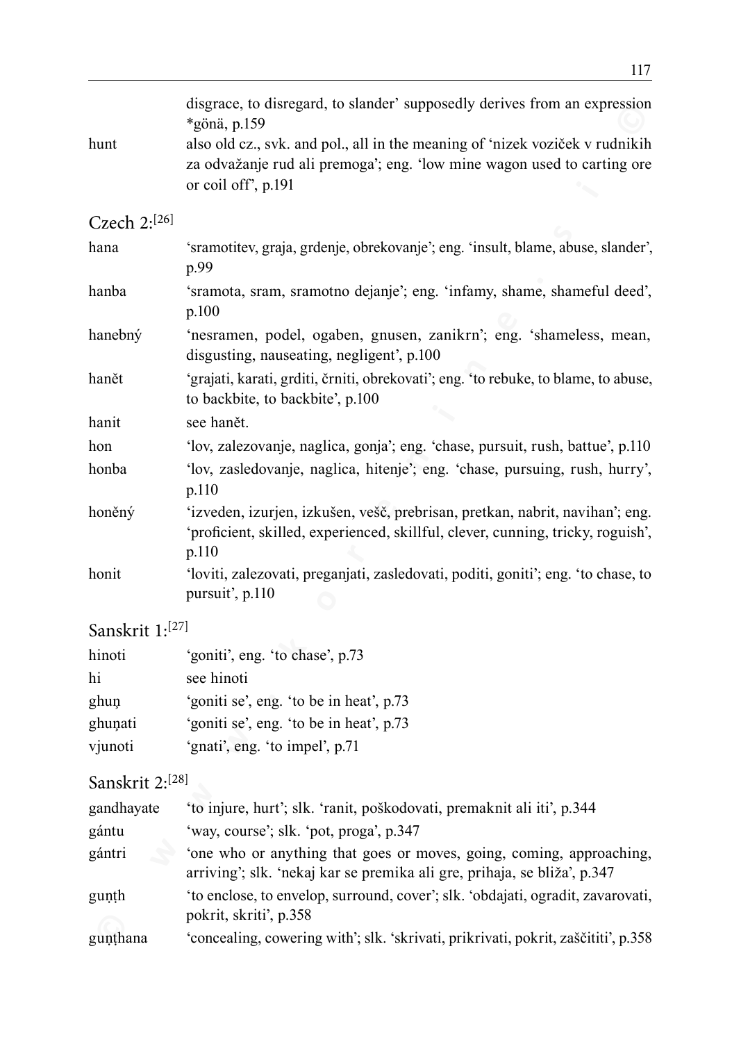|  | disgrace, to disregard, to slander' supposedly derives from an expression *gönä, p.159 |
|---|---|
| hunt | also old cz., svk. and pol., all in the meaning of 'nizek voziček v rudnikih za odvažanje rud ali premoga'; eng. 'low mine wagon used to carting ore or coil off', p.191 |

Czech 2:[26]

| | |
|---|---|
| hana | 'sramotitev, graja, grdenje, obrekovanje'; eng. 'insult, blame, abuse, slander', p.99 |
| hanba | 'sramota, sram, sramotno dejanje'; eng. 'infamy, shame, shameful deed', p.100 |
| hanebný | 'nesramen, podel, ogaben, gnusen, zanikrn'; eng. 'shameless, mean, disgusting, nauseating, negligent', p.100 |
| hanět | 'grajati, karati, grditi, črniti, obrekovati'; eng. 'to rebuke, to blame, to abuse, to backbite, to backbite', p.100 |
| hanit | see hanět. |
| hon | 'lov, zalezovanje, naglica, gonja'; eng. 'chase, pursuit, rush, battue', p.110 |
| honba | 'lov, zasledovanje, naglica, hitenje'; eng. 'chase, pursuing, rush, hurry', p.110 |
| honěný | 'izveden, izurjen, izkušen, vešč, prebrisan, pretkan, nabrit, navihan'; eng. 'proficient, skilled, experienced, skillful, clever, cunning, tricky, roguish', p.110 |
| honit | 'loviti, zalezovati, preganjati, zasledovati, poditi, goniti'; eng. 'to chase, to pursuit', p.110 |

Sanskrit 1:[27]

| | |
|---|---|
| hinoti | 'goniti', eng. 'to chase', p.73 |
| hi | see hinoti |
| ghuṇ | 'goniti se', eng. 'to be in heat', p.73 |
| ghuṇati | 'goniti se', eng. 'to be in heat', p.73 |
| vjunoti | 'gnati', eng. 'to impel', p.71 |

Sanskrit 2:[28]

| | |
|---|---|
| gandhayate | 'to injure, hurt'; slk. 'ranit, poškodovati, premaknit ali iti', p.344 |
| gántu | 'way, course'; slk. 'pot, proga', p.347 |
| gántri | 'one who or anything that goes or moves, going, coming, approaching, arriving'; slk. 'nekaj kar se premika ali gre, prihaja, se bliža', p.347 |
| guṇṭh | 'to enclose, to envelop, surround, cover'; slk. 'obdajati, ogradit, zavarovati, pokrit, skriti', p.358 |
| guṇṭhana | 'concealing, cowering with'; slk. 'skrivati, prikrivati, pokrit, zaščititi', p.358 |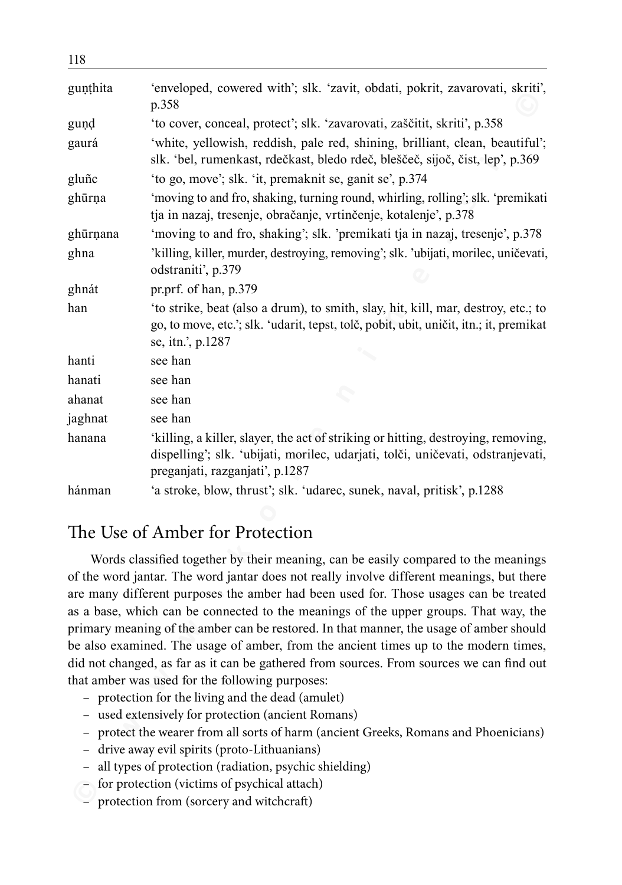| | |
|---|---|
| guṇṭhita | 'enveloped, cowered with'; slk. 'zavit, obdati, pokrit, zavarovati, skriti', p.358 |
| guṇḍ | 'to cover, conceal, protect'; slk. 'zavarovati, zaščitit, skriti', p.358 |
| gaurá | 'white, yellowish, reddish, pale red, shining, brilliant, clean, beautiful'; slk. 'bel, rumenkast, rdečkast, bledo rdeč, bleščeč, sijoč, čist, lep', p.369 |
| gluñc | 'to go, move'; slk. 'it, premaknit se, ganit se', p.374 |
| ghūrṇa | 'moving to and fro, shaking, turning round, whirling, rolling'; slk. 'premikati tja in nazaj, tresenje, obračanje, vrtinčenje, kotalenje', p.378 |
| ghūrṇana | 'moving to and fro, shaking'; slk. 'premikati tja in nazaj, tresenje', p.378 |
| ghna | 'killing, killer, murder, destroying, removing'; slk. 'ubijati, morilec, uničevati, odstraniti', p.379 |
| ghnát | pr.prf. of han, p.379 |
| han | 'to strike, beat (also a drum), to smith, slay, hit, kill, mar, destroy, etc.; to go, to move, etc.'; slk. 'udarit, tepst, tolč, pobit, ubit, uničit, itn.; it, premikat se, itn.', p.1287 |
| hanti | see han |
| hanati | see han |
| ahanat | see han |
| jaghnat | see han |
| hanana | 'killing, a killer, slayer, the act of striking or hitting, destroying, removing, dispelling'; slk. 'ubijati, morilec, udarjati, tolči, uničevati, odstranjevati, preganjati, razganjati', p.1287 |
| hánman | 'a stroke, blow, thrust'; slk. 'udarec, sunek, naval, pritisk', p.1288 |

## The Use of Amber for Protection

Words classified together by their meaning, can be easily compared to the meanings of the word jantar. The word jantar does not really involve different meanings, but there are many different purposes the amber had been used for. Those usages can be treated as a base, which can be connected to the meanings of the upper groups. That way, the primary meaning of the amber can be restored. In that manner, the usage of amber should be also examined. The usage of amber, from the ancient times up to the modern times, did not changed, as far as it can be gathered from sources. From sources we can find out that amber was used for the following purposes:

- protection for the living and the dead (amulet)
- used extensively for protection (ancient Romans)
- protect the wearer from all sorts of harm (ancient Greeks, Romans and Phoenicians)
- drive away evil spirits (proto-Lithuanians)
- all types of protection (radiation, psychic shielding)
- for protection (victims of psychical attach)
- protection from (sorcery and witchcraft)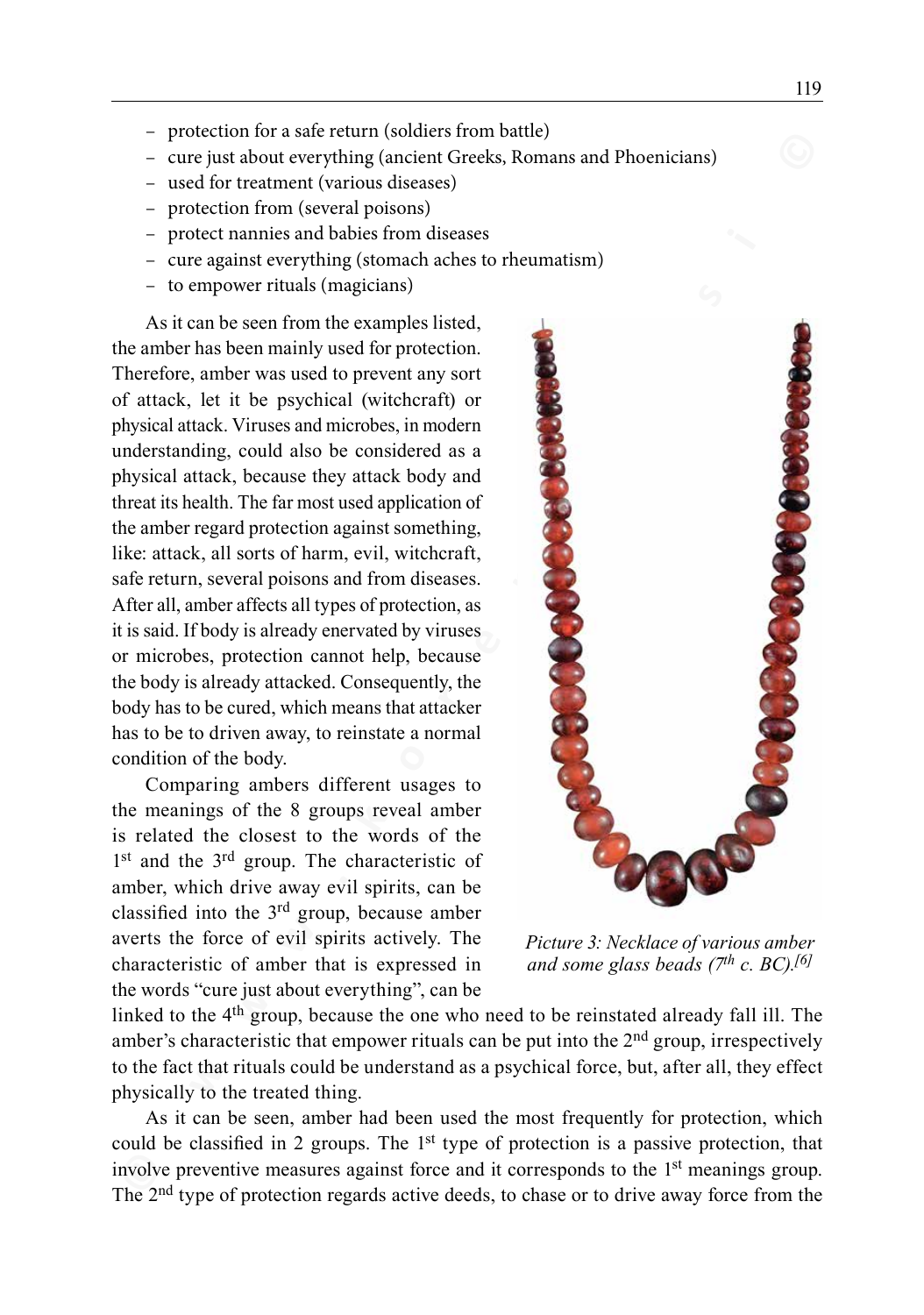- protection for a safe return (soldiers from battle)
- cure just about everything (ancient Greeks, Romans and Phoenicians)
- used for treatment (various diseases)
- protection from (several poisons)
- protect nannies and babies from diseases
- cure against everything (stomach aches to rheumatism)
- to empower rituals (magicians)

As it can be seen from the examples listed, the amber has been mainly used for protection. Therefore, amber was used to prevent any sort of attack, let it be psychical (witchcraft) or physical attack. Viruses and microbes, in modern understanding, could also be considered as a physical attack, because they attack body and threat its health. The far most used application of the amber regard protection against something, like: attack, all sorts of harm, evil, witchcraft, safe return, several poisons and from diseases. After all, amber affects all types of protection, as it is said. If body is already enervated by viruses or microbes, protection cannot help, because the body is already attacked. Consequently, the body has to be cured, which means that attacker has to be to driven away, to reinstate a normal condition of the body.

*Picture 3: Necklace of various amber and some glass beads (7th c. BC).[6]*

Comparing ambers different usages to the meanings of the 8 groups reveal amber is related the closest to the words of the 1st and the 3rd group. The characteristic of amber, which drive away evil spirits, can be classified into the 3rd group, because amber averts the force of evil spirits actively. The characteristic of amber that is expressed in the words "cure just about everything", can be linked to the 4th group, because the one who need to be reinstated already fall ill. The amber's characteristic that empower rituals can be put into the 2nd group, irrespectively to the fact that rituals could be understand as a psychical force, but, after all, they effect physically to the treated thing.

As it can be seen, amber had been used the most frequently for protection, which could be classified in 2 groups. The 1st type of protection is a passive protection, that involve preventive measures against force and it corresponds to the 1st meanings group. The 2nd type of protection regards active deeds, to chase or to drive away force from the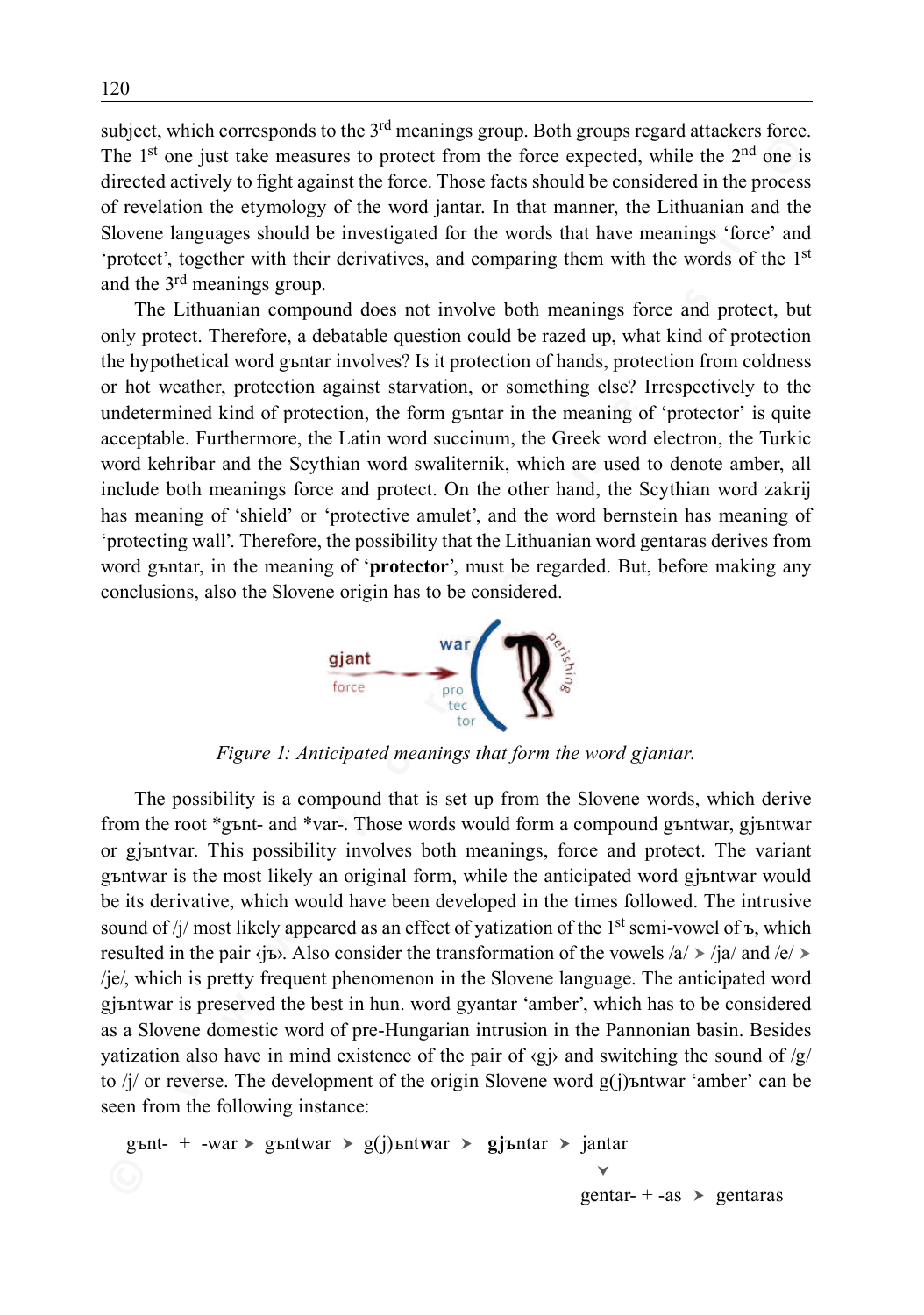subject, which corresponds to the 3rd meanings group. Both groups regard attackers force. The 1st one just take measures to protect from the force expected, while the 2nd one is directed actively to fight against the force. Those facts should be considered in the process of revelation the etymology of the word jantar. In that manner, the Lithuanian and the Slovene languages should be investigated for the words that have meanings 'force' and 'protect', together with their derivatives, and comparing them with the words of the 1st and the 3rd meanings group.

The Lithuanian compound does not involve both meanings force and protect, but only protect. Therefore, a debatable question could be razed up, what kind of protection the hypothetical word gъntar involves? Is it protection of hands, protection from coldness or hot weather, protection against starvation, or something else? Irrespectively to the undetermined kind of protection, the form gъntar in the meaning of 'protector' is quite acceptable. Furthermore, the Latin word succinum, the Greek word electron, the Turkic word kehribar and the Scythian word swaliternik, which are used to denote amber, all include both meanings force and protect. On the other hand, the Scythian word zakrij has meaning of 'shield' or 'protective amulet', and the word bernstein has meaning of 'protecting wall'. Therefore, the possibility that the Lithuanian word gentaras derives from word gъntar, in the meaning of '**protector**', must be regarded. But, before making any conclusions, also the Slovene origin has to be considered.

*Figure 1: Anticipated meanings that form the word gjantar.*

The possibility is a compound that is set up from the Slovene words, which derive from the root *gъnt- and *var-. Those words would form a compound gъntwar, gjъntwar or gjъntvar. This possibility involves both meanings, force and protect. The variant gъntwar is the most likely an original form, while the anticipated word gjъntwar would be its derivative, which would have been developed in the times followed. The intrusive sound of /j/ most likely appeared as an effect of yatization of the 1st semi-vowel of ъ, which resulted in the pair ‹jъ›. Also consider the transformation of the vowels /a/ ➤ /ja/ and /e/ ➤ /je/, which is pretty frequent phenomenon in the Slovene language. The anticipated word gjъntwar is preserved the best in hun. word gyantar 'amber', which has to be considered as a Slovene domestic word of pre-Hungarian intrusion in the Pannonian basin. Besides yatization also have in mind existence of the pair of ‹gj› and switching the sound of /g/ to /j/ or reverse. The development of the origin Slovene word g(j)ъntwar 'amber' can be seen from the following instance:

gъnt- + -war ➤ gъntwar ➤ g(j)ъnt**w**ar ➤ **gjъ**ntar ➤ jantar

➤ (down from jantar) gentar- + -as ➤ gentaras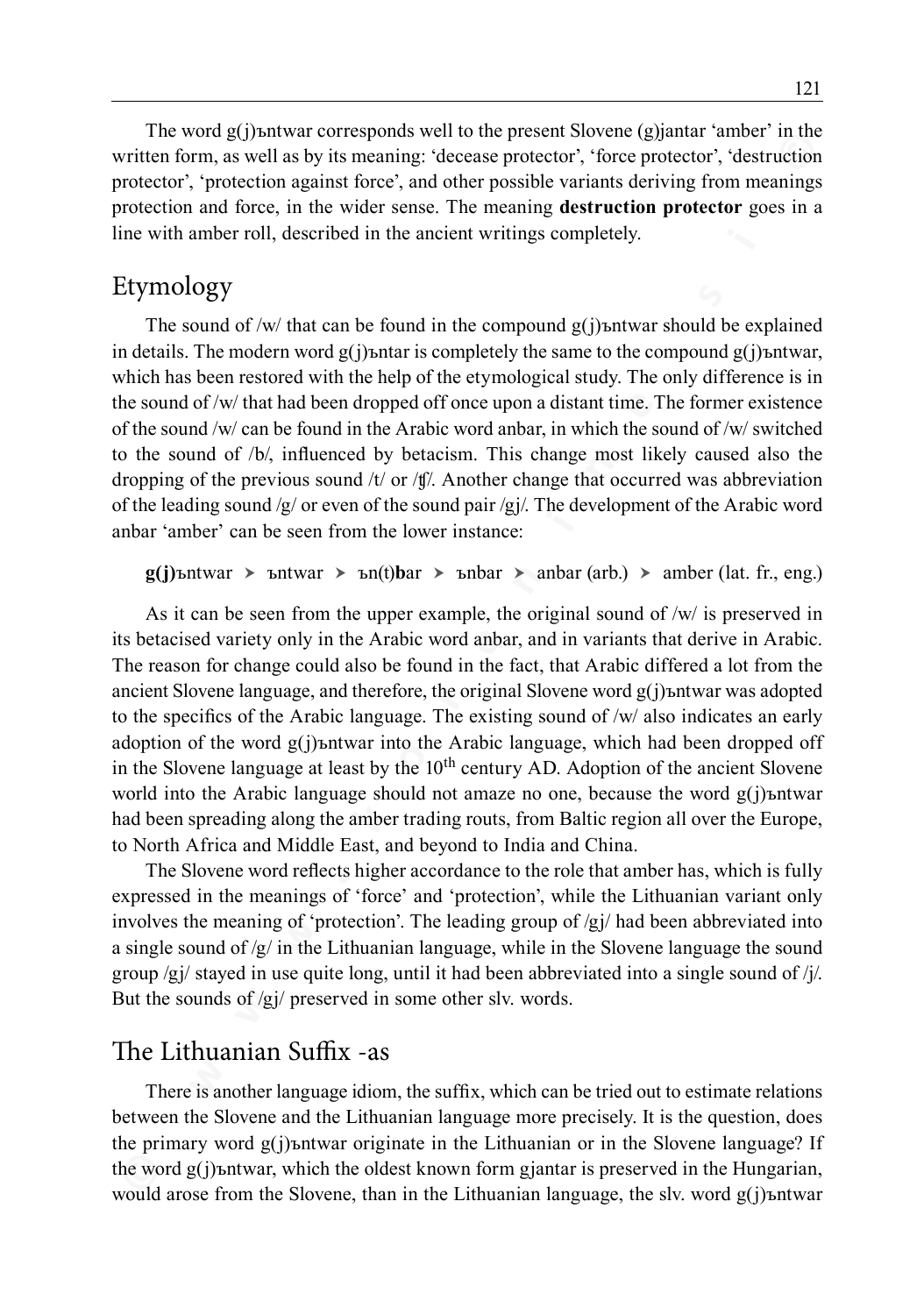The word g(j)ъntwar corresponds well to the present Slovene (g)jantar 'amber' in the written form, as well as by its meaning: 'decease protector', 'force protector', 'destruction protector', 'protection against force', and other possible variants deriving from meanings protection and force, in the wider sense. The meaning **destruction protector** goes in a line with amber roll, described in the ancient writings completely.

## Etymology

The sound of /w/ that can be found in the compound g(j)ъntwar should be explained in details. The modern word g(j)ъntar is completely the same to the compound g(j)ъntwar, which has been restored with the help of the etymological study. The only difference is in the sound of /w/ that had been dropped off once upon a distant time. The former existence of the sound /w/ can be found in the Arabic word anbar, in which the sound of /w/ switched to the sound of /b/, influenced by betacism. This change most likely caused also the dropping of the previous sound /t/ or /ʧ/. Another change that occurred was abbreviation of the leading sound /g/ or even of the sound pair /gj/. The development of the Arabic word anbar 'amber' can be seen from the lower instance:

**g(j)**ъntwar ➤ ъntwar ➤ ъn(t)**b**ar ➤ ъnbar ➤ anbar (arb.) ➤ amber (lat. fr., eng.)

As it can be seen from the upper example, the original sound of /w/ is preserved in its betacised variety only in the Arabic word anbar, and in variants that derive in Arabic. The reason for change could also be found in the fact, that Arabic differed a lot from the ancient Slovene language, and therefore, the original Slovene word g(j)ъntwar was adopted to the specifics of the Arabic language. The existing sound of /w/ also indicates an early adoption of the word g(j)ъntwar into the Arabic language, which had been dropped off in the Slovene language at least by the 10th century AD. Adoption of the ancient Slovene world into the Arabic language should not amaze no one, because the word g(j)ъntwar had been spreading along the amber trading routs, from Baltic region all over the Europe, to North Africa and Middle East, and beyond to India and China.

The Slovene word reflects higher accordance to the role that amber has, which is fully expressed in the meanings of 'force' and 'protection', while the Lithuanian variant only involves the meaning of 'protection'. The leading group of /gj/ had been abbreviated into a single sound of /g/ in the Lithuanian language, while in the Slovene language the sound group /gj/ stayed in use quite long, until it had been abbreviated into a single sound of /j/. But the sounds of /gj/ preserved in some other slv. words.

## The Lithuanian Suffix -as

There is another language idiom, the suffix, which can be tried out to estimate relations between the Slovene and the Lithuanian language more precisely. It is the question, does the primary word g(j)ъntwar originate in the Lithuanian or in the Slovene language? If the word g(j)ъntwar, which the oldest known form gjantar is preserved in the Hungarian, would arose from the Slovene, than in the Lithuanian language, the slv. word g(j)ъntwar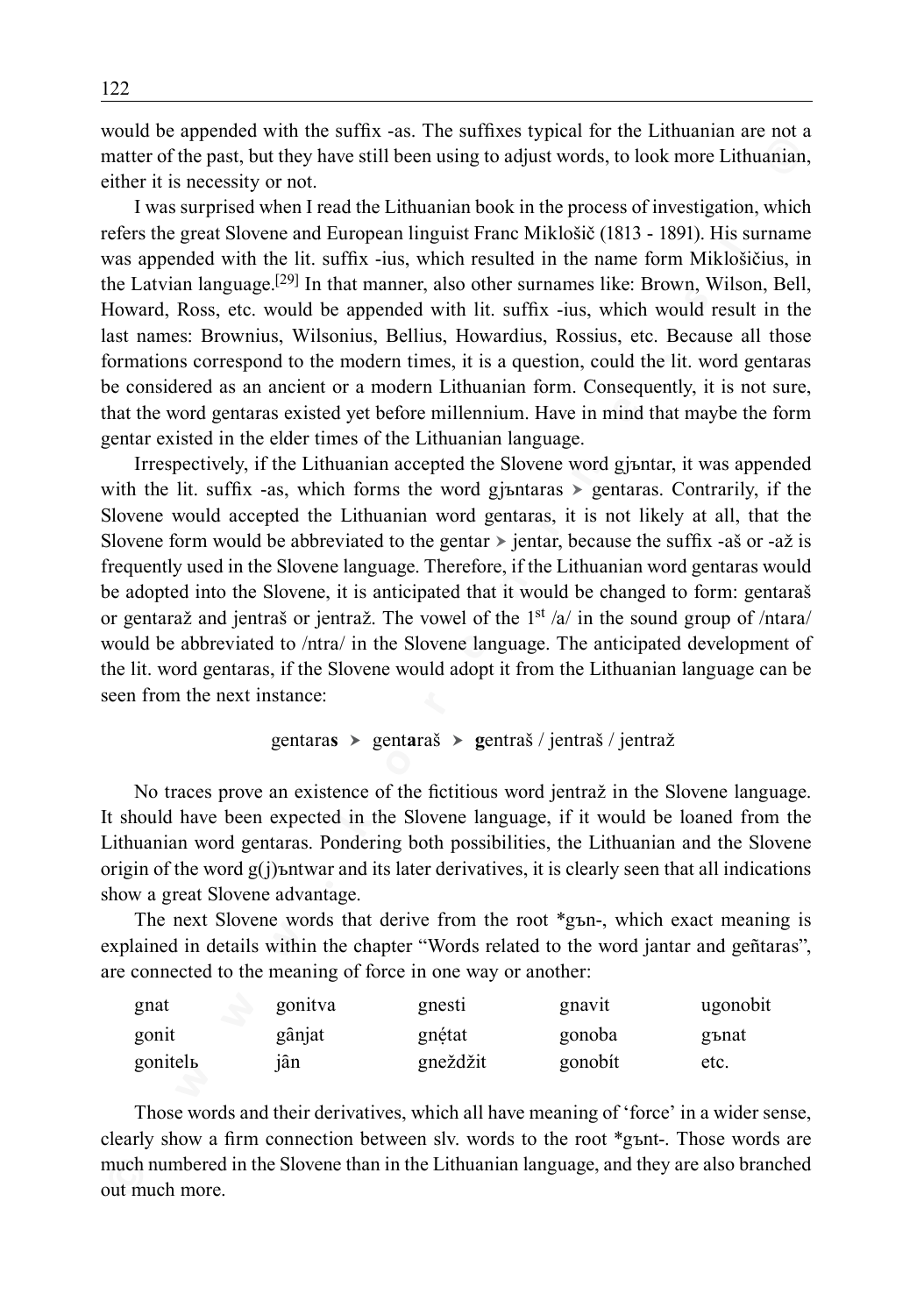would be appended with the suffix -as. The suffixes typical for the Lithuanian are not a matter of the past, but they have still been using to adjust words, to look more Lithuanian, either it is necessity or not.

I was surprised when I read the Lithuanian book in the process of investigation, which refers the great Slovene and European linguist Franc Miklošič (1813 - 1891). His surname was appended with the lit. suffix -ius, which resulted in the name form Miklošičius, in the Latvian language.[29] In that manner, also other surnames like: Brown, Wilson, Bell, Howard, Ross, etc. would be appended with lit. suffix -ius, which would result in the last names: Brownius, Wilsonius, Bellius, Howardius, Rossius, etc. Because all those formations correspond to the modern times, it is a question, could the lit. word gentaras be considered as an ancient or a modern Lithuanian form. Consequently, it is not sure, that the word gentaras existed yet before millennium. Have in mind that maybe the form gentar existed in the elder times of the Lithuanian language.

Irrespectively, if the Lithuanian accepted the Slovene word gjъntar, it was appended with the lit. suffix -as, which forms the word gjъntaras ➤ gentaras. Contrarily, if the Slovene would accepted the Lithuanian word gentaras, it is not likely at all, that the Slovene form would be abbreviated to the gentar ➤ jentar, because the suffix -aš or -až is frequently used in the Slovene language. Therefore, if the Lithuanian word gentaras would be adopted into the Slovene, it is anticipated that it would be changed to form: gentaraš or gentarаž and jentraš or jentraž. The vowel of the 1st /a/ in the sound group of /ntara/ would be abbreviated to /ntra/ in the Slovene language. The anticipated development of the lit. word gentaras, if the Slovene would adopt it from the Lithuanian language can be seen from the next instance:

gentara**s** ➤ gent**a**raš ➤ **g**entraš / jentraš / jentraž

No traces prove an existence of the fictitious word jentraž in the Slovene language. It should have been expected in the Slovene language, if it would be loaned from the Lithuanian word gentaras. Pondering both possibilities, the Lithuanian and the Slovene origin of the word g(j)ъntwar and its later derivatives, it is clearly seen that all indications show a great Slovene advantage.

The next Slovene words that derive from the root *gъn-, which exact meaning is explained in details within the chapter "Words related to the word jantar and geñtaras", are connected to the meaning of force in one way or another:

| gnat | gonitva | gnesti | gnavit | ugonobit |
|---|---|---|---|---|
| gonit | gânjat | gnẹ́tat | gonoba | gъnat |
| gonitelь | jân | gneždžit | gonobít | etc. |

Those words and their derivatives, which all have meaning of 'force' in a wider sense, clearly show a firm connection between slv. words to the root *gъnt-. Those words are much numbered in the Slovene than in the Lithuanian language, and they are also branched out much more.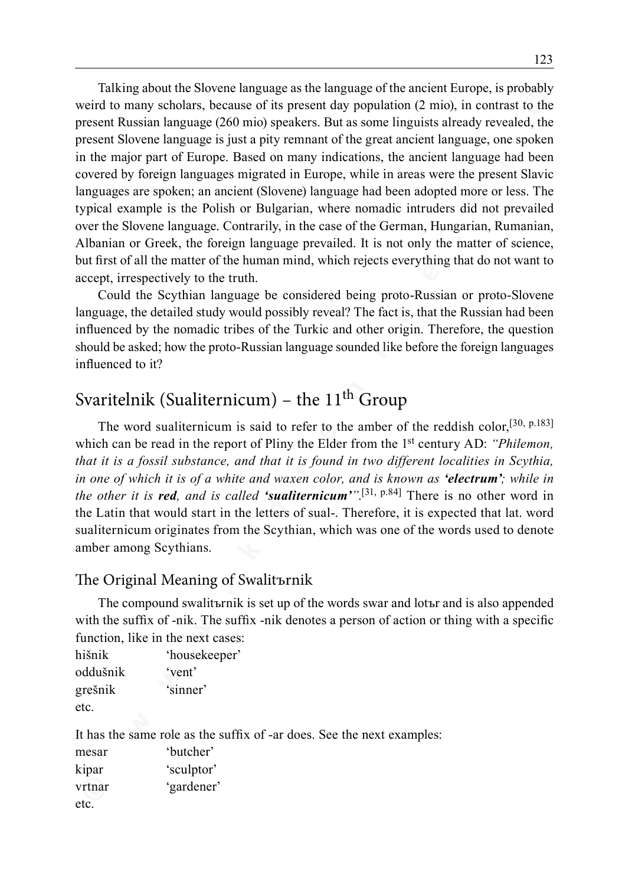Talking about the Slovene language as the language of the ancient Europe, is probably weird to many scholars, because of its present day population (2 mio), in contrast to the present Russian language (260 mio) speakers. But as some linguists already revealed, the present Slovene language is just a pity remnant of the great ancient language, one spoken in the major part of Europe. Based on many indications, the ancient language had been covered by foreign languages migrated in Europe, while in areas were the present Slavic languages are spoken; an ancient (Slovene) language had been adopted more or less. The typical example is the Polish or Bulgarian, where nomadic intruders did not prevailed over the Slovene language. Contrarily, in the case of the German, Hungarian, Rumanian, Albanian or Greek, the foreign language prevailed. It is not only the matter of science, but first of all the matter of the human mind, which rejects everything that do not want to accept, irrespectively to the truth.

Could the Scythian language be considered being proto-Russian or proto-Slovene language, the detailed study would possibly reveal? The fact is, that the Russian had been influenced by the nomadic tribes of the Turkic and other origin. Therefore, the question should be asked; how the proto-Russian language sounded like before the foreign languages influenced to it?

## Svaritelnik (Sualiternicum) – the 11th Group

The word sualiternicum is said to refer to the amber of the reddish color,[30, p.183] which can be read in the report of Pliny the Elder from the 1st century AD: *"Philemon, that it is a fossil substance, and that it is found in two different localities in Scythia, in one of which it is of a white and waxen color, and is known as* ***'electrum'****; while in the other it is* ***red****, and is called* ***'sualiternicum'****"*.[31, p.84] There is no other word in the Latin that would start in the letters of sual-. Therefore, it is expected that lat. word sualiternicum originates from the Scythian, which was one of the words used to denote amber among Scythians.

### The Original Meaning of Swalitъrnik

The compound swalitъrnik is set up of the words swar and lotъr and is also appended with the suffix of -nik. The suffix -nik denotes a person of action or thing with a specific function, like in the next cases:

hišnik 'housekeeper'
oddušnik 'vent'
grešnik 'sinner'
etc.

It has the same role as the suffix of -ar does. See the next examples:

mesar 'butcher'
kipar 'sculptor'
vrtnar 'gardener'
etc.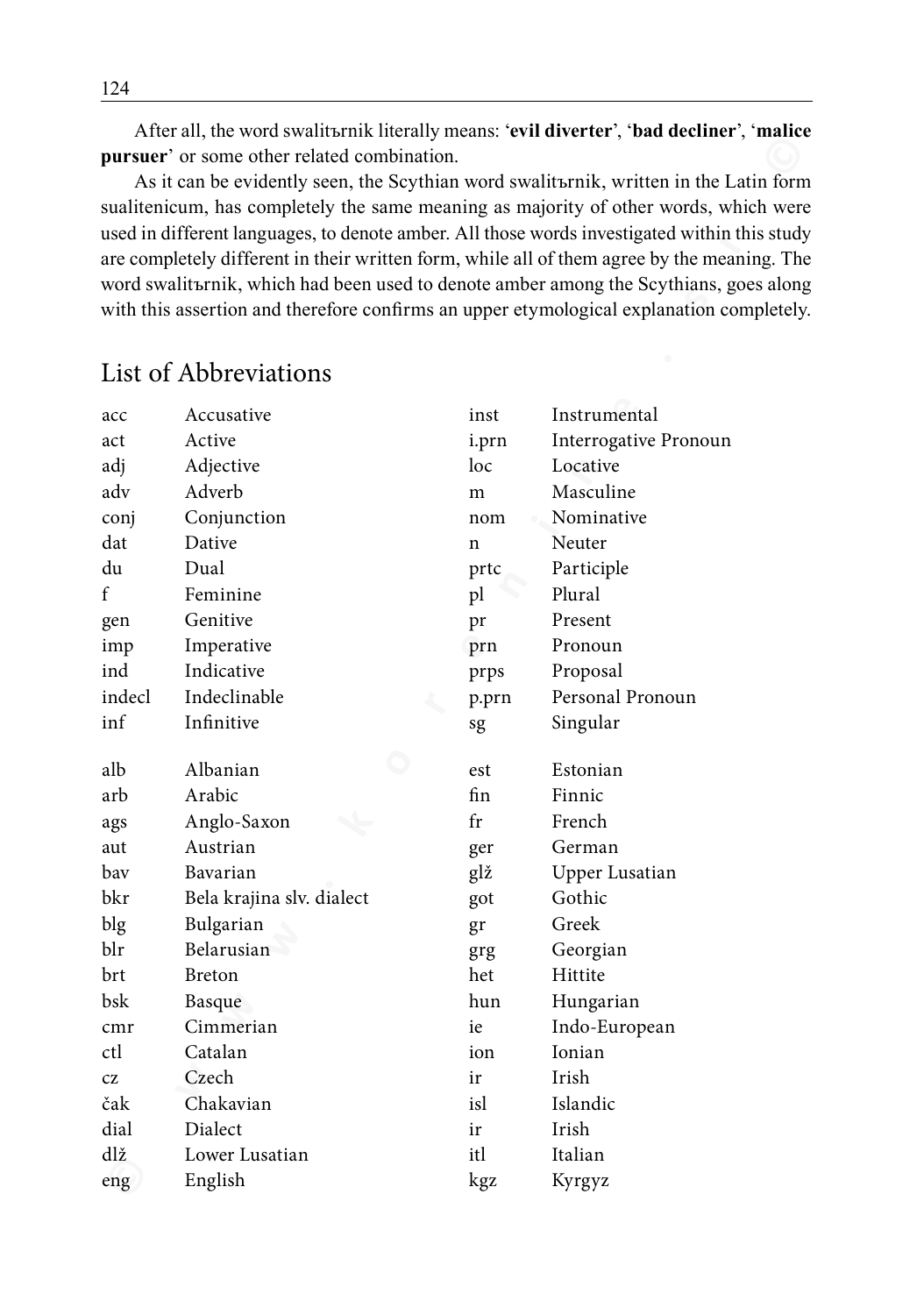After all, the word swalitъrnik literally means: '**evil diverter**', '**bad decliner**', '**malice pursuer**' or some other related combination.

As it can be evidently seen, the Scythian word swalitъrnik, written in the Latin form sualitenicum, has completely the same meaning as majority of other words, which were used in different languages, to denote amber. All those words investigated within this study are completely different in their written form, while all of them agree by the meaning. The word swalitъrnik, which had been used to denote amber among the Scythians, goes along with this assertion and therefore confirms an upper etymological explanation completely.

## List of Abbreviations

| | | | |
|---|---|---|---|
| acc | Accusative | inst | Instrumental |
| act | Active | i.prn | Interrogative Pronoun |
| adj | Adjective | loc | Locative |
| adv | Adverb | m | Masculine |
| conj | Conjunction | nom | Nominative |
| dat | Dative | n | Neuter |
| du | Dual | prtc | Participle |
| f | Feminine | pl | Plural |
| gen | Genitive | pr | Present |
| imp | Imperative | prn | Pronoun |
| ind | Indicative | prps | Proposal |
| indecl | Indeclinable | p.prn | Personal Pronoun |
| inf | Infinitive | sg | Singular |

| | | | |
|---|---|---|---|
| alb | Albanian | est | Estonian |
| arb | Arabic | fin | Finnic |
| ags | Anglo-Saxon | fr | French |
| aut | Austrian | ger | German |
| bav | Bavarian | glž | Upper Lusatian |
| bkr | Bela krajina slv. dialect | got | Gothic |
| blg | Bulgarian | gr | Greek |
| blr | Belarusian | grg | Georgian |
| brt | Breton | het | Hittite |
| bsk | Basque | hun | Hungarian |
| cmr | Cimmerian | ie | Indo-European |
| ctl | Catalan | ion | Ionian |
| cz | Czech | ir | Irish |
| čak | Chakavian | isl | Islandic |
| dial | Dialect | ir | Irish |
| dlž | Lower Lusatian | itl | Italian |
| eng | English | kgz | Kyrgyz |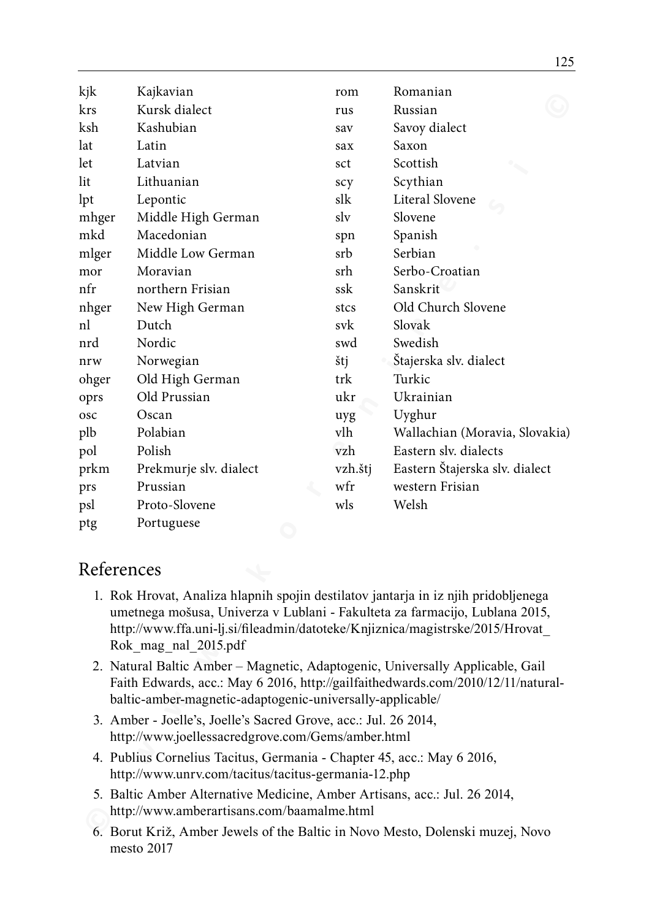| | | | |
|---|---|---|---|
| kjk | Kajkavian | rom | Romanian |
| krs | Kursk dialect | rus | Russian |
| ksh | Kashubian | sav | Savoy dialect |
| lat | Latin | sax | Saxon |
| let | Latvian | sct | Scottish |
| lit | Lithuanian | scy | Scythian |
| lpt | Lepontic | slk | Literal Slovene |
| mhger | Middle High German | slv | Slovene |
| mkd | Macedonian | spn | Spanish |
| mlger | Middle Low German | srb | Serbian |
| mor | Moravian | srh | Serbo-Croatian |
| nfr | northern Frisian | ssk | Sanskrit |
| nhger | New High German | stcs | Old Church Slovene |
| nl | Dutch | svk | Slovak |
| nrd | Nordic | swd | Swedish |
| nrw | Norwegian | štj | Štajerska slv. dialect |
| ohger | Old High German | trk | Turkic |
| oprs | Old Prussian | ukr | Ukrainian |
| osc | Oscan | uyg | Uyghur |
| plb | Polabian | vlh | Wallachian (Moravia, Slovakia) |
| pol | Polish | vzh | Eastern slv. dialects |
| prkm | Prekmurje slv. dialect | vzh.štj | Eastern Štajerska slv. dialect |
| prs | Prussian | wfr | western Frisian |
| psl | Proto-Slovene | wls | Welsh |
| ptg | Portuguese | | |

## References

1. Rok Hrovat, Analiza hlapnih spojin destilatov jantarja in iz njih pridobljenega umetnega mošusa, Univerza v Lublani - Fakulteta za farmacijo, Lublana 2015, http://www.ffa.uni-lj.si/fileadmin/datoteke/Knjiznica/magistrske/2015/Hrovat_Rok_mag_nal_2015.pdf
2. Natural Baltic Amber – Magnetic, Adaptogenic, Universally Applicable, Gail Faith Edwards, acc.: May 6 2016, http://gailfaithedwards.com/2010/12/11/natural-baltic-amber-magnetic-adaptogenic-universally-applicable/
3. Amber - Joelle's, Joelle's Sacred Grove, acc.: Jul. 26 2014, http://www.joellessacredgrove.com/Gems/amber.html
4. Publius Cornelius Tacitus, Germania - Chapter 45, acc.: May 6 2016, http://www.unrv.com/tacitus/tacitus-germania-12.php
5. Baltic Amber Alternative Medicine, Amber Artisans, acc.: Jul. 26 2014, http://www.amberartisans.com/baamalme.html
6. Borut Križ, Amber Jewels of the Baltic in Novo Mesto, Dolenski muzej, Novo mesto 2017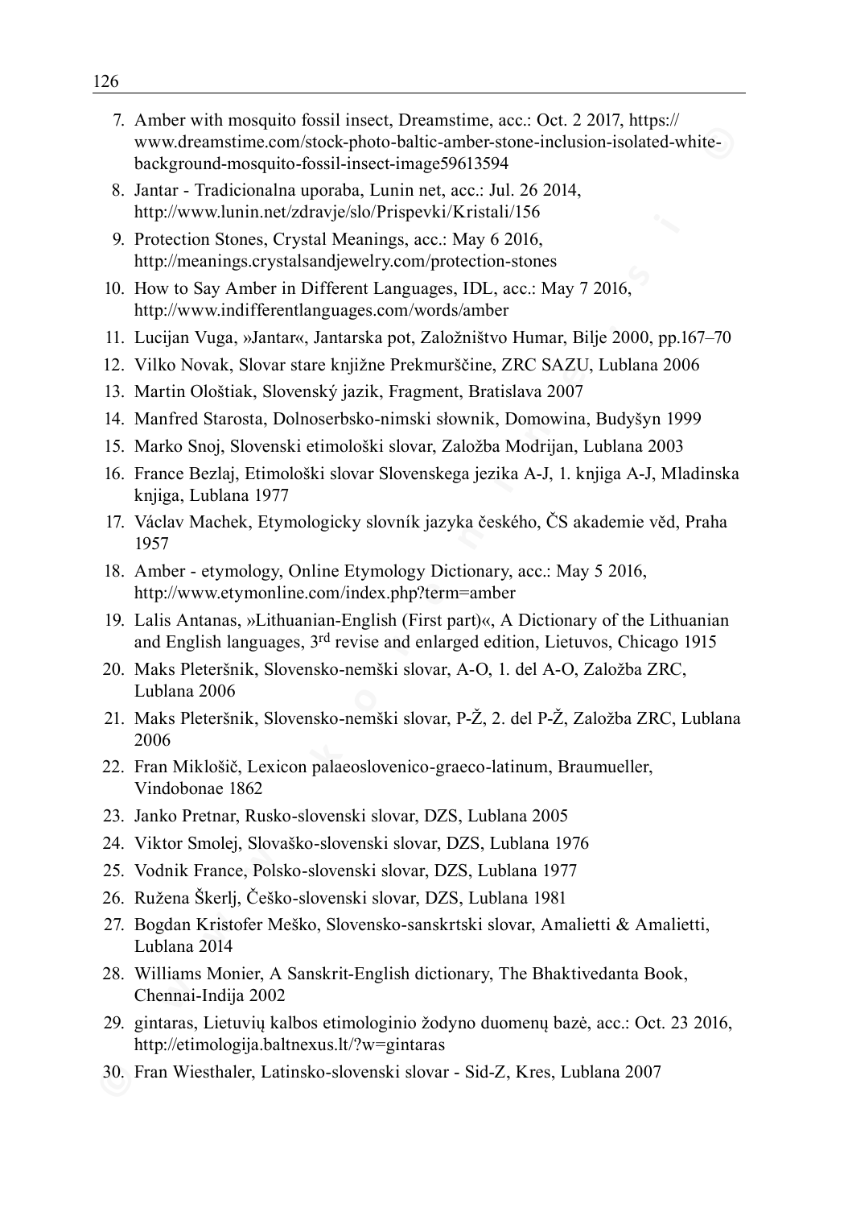7. Amber with mosquito fossil insect, Dreamstime, acc.: Oct. 2 2017, https://www.dreamstime.com/stock-photo-baltic-amber-stone-inclusion-isolated-white-background-mosquito-fossil-insect-image59613594
8. Jantar - Tradicionalna uporaba, Lunin net, acc.: Jul. 26 2014, http://www.lunin.net/zdravje/slo/Prispevki/Kristali/156
9. Protection Stones, Crystal Meanings, acc.: May 6 2016, http://meanings.crystalsandjewelry.com/protection-stones
10. How to Say Amber in Different Languages, IDL, acc.: May 7 2016, http://www.indifferentlanguages.com/words/amber
11. Lucijan Vuga, »Jantar«, Jantarska pot, Založništvo Humar, Bilje 2000, pp.167–70
12. Vilko Novak, Slovar stare knjižne Prekmurščine, ZRC SAZU, Lublana 2006
13. Martin Ološtiak, Slovenský jazik, Fragment, Bratislava 2007
14. Manfred Starosta, Dolnoserbsko-nimski słownik, Domowina, Budyšyn 1999
15. Marko Snoj, Slovenski etimološki slovar, Založba Modrijan, Lublana 2003
16. France Bezlaj, Etimološki slovar Slovenskega jezika A-J, 1. knjiga A-J, Mladinska knjiga, Lublana 1977
17. Václav Machek, Etymologicky slovník jazyka českého, ČS akademie věd, Praha 1957
18. Amber - etymology, Online Etymology Dictionary, acc.: May 5 2016, http://www.etymonline.com/index.php?term=amber
19. Lalis Antanas, »Lithuanian-English (First part)«, A Dictionary of the Lithuanian and English languages, 3rd revise and enlarged edition, Lietuvos, Chicago 1915
20. Maks Pleteršnik, Slovensko-nemški slovar, A-O, 1. del A-O, Založba ZRC, Lublana 2006
21. Maks Pleteršnik, Slovensko-nemški slovar, P-Ž, 2. del P-Ž, Založba ZRC, Lublana 2006
22. Fran Miklošič, Lexicon palaeoslovenico-graeco-latinum, Braumueller, Vindobonae 1862
23. Janko Pretnar, Rusko-slovenski slovar, DZS, Lublana 2005
24. Viktor Smolej, Slovaško-slovenski slovar, DZS, Lublana 1976
25. Vodnik France, Polsko-slovenski slovar, DZS, Lublana 1977
26. Ružena Škerlj, Češko-slovenski slovar, DZS, Lublana 1981
27. Bogdan Kristofer Meško, Slovensko-sanskrtski slovar, Amalietti & Amalietti, Lublana 2014
28. Williams Monier, A Sanskrit-English dictionary, The Bhaktivedanta Book, Chennai-Indija 2002
29. gintaras, Lietuvių kalbos etimologinio žodyno duomenų bazė, acc.: Oct. 23 2016, http://etimologija.baltnexus.lt/?w=gintaras
30. Fran Wiesthaler, Latinsko-slovenski slovar - Sid-Z, Kres, Lublana 2007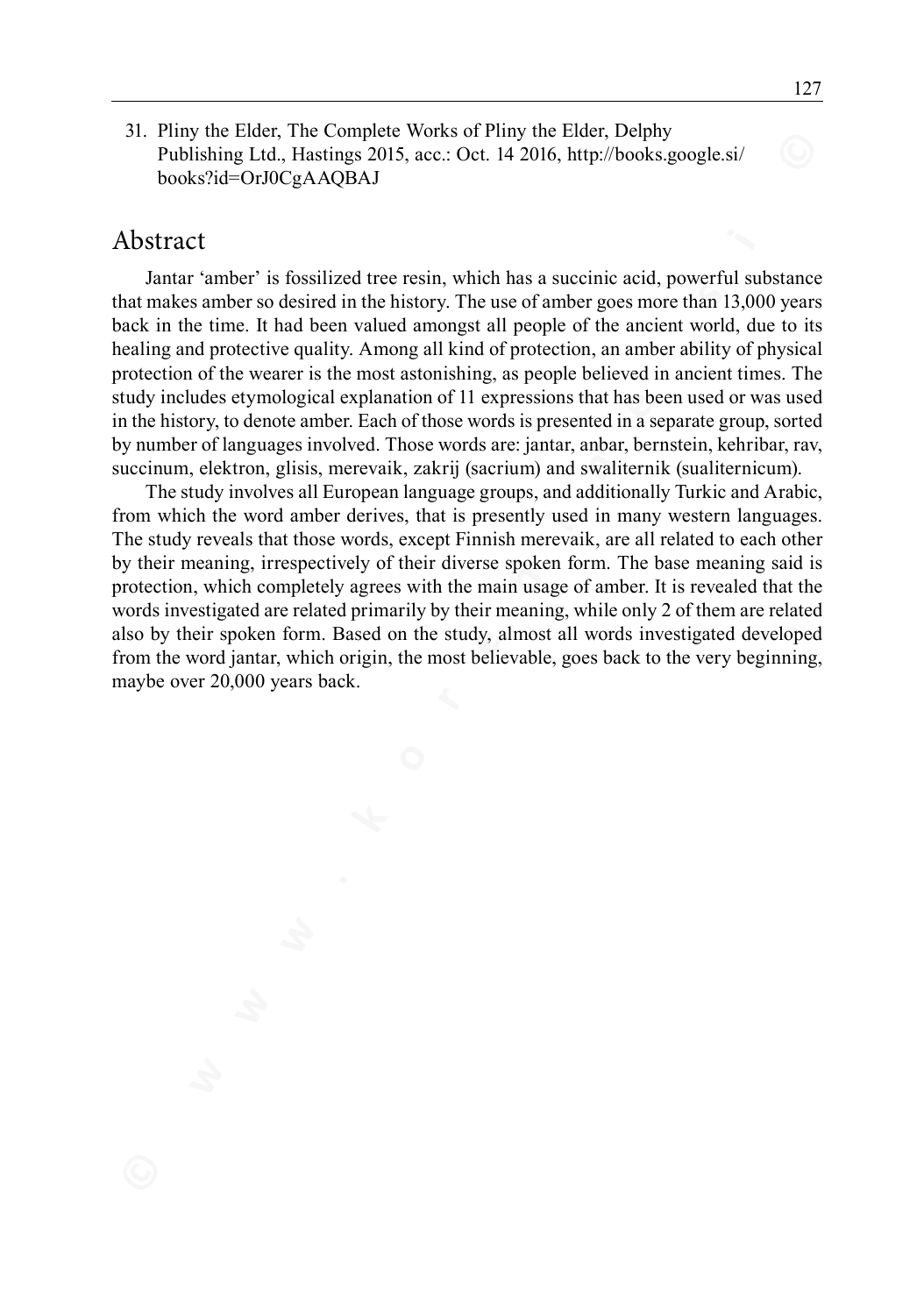31. Pliny the Elder, The Complete Works of Pliny the Elder, Delphy Publishing Ltd., Hastings 2015, acc.: Oct. 14 2016, http://books.google.si/books?id=OrJ0CgAAQBAJ

## Abstract

Jantar 'amber' is fossilized tree resin, which has a succinic acid, powerful substance that makes amber so desired in the history. The use of amber goes more than 13,000 years back in the time. It had been valued amongst all people of the ancient world, due to its healing and protective quality. Among all kind of protection, an amber ability of physical protection of the wearer is the most astonishing, as people believed in ancient times. The study includes etymological explanation of 11 expressions that has been used or was used in the history, to denote amber. Each of those words is presented in a separate group, sorted by number of languages involved. Those words are: jantar, anbar, bernstein, kehribar, rav, succinum, elektron, glisis, merevaik, zakrij (sacrium) and swaliternik (sualiternicum).

The study involves all European language groups, and additionally Turkic and Arabic, from which the word amber derives, that is presently used in many western languages. The study reveals that those words, except Finnish merevaik, are all related to each other by their meaning, irrespectively of their diverse spoken form. The base meaning said is protection, which completely agrees with the main usage of amber. It is revealed that the words investigated are related primarily by their meaning, while only 2 of them are related also by their spoken form. Based on the study, almost all words investigated developed from the word jantar, which origin, the most believable, goes back to the very beginning, maybe over 20,000 years back.